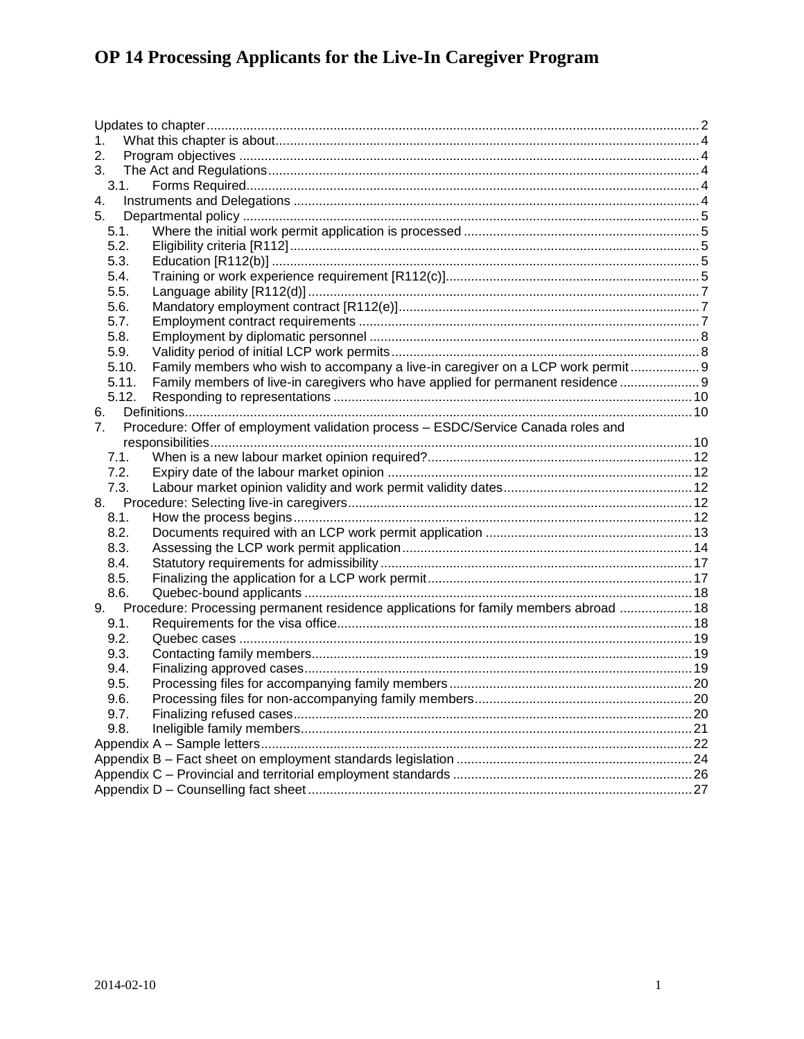# OP 14 Processing Applicants for the Live-In Caregiver Program

Updates to chapter ........ 2
1. What this chapter is about ........ 4
2. Program objectives ........ 4
3. The Act and Regulations ........ 4
   3.1. Forms Required ........ 4
4. Instruments and Delegations ........ 4
5. Departmental policy ........ 5
   5.1. Where the initial work permit application is processed ........ 5
   5.2. Eligibility criteria [R112] ........ 5
   5.3. Education [R112(b)] ........ 5
   5.4. Training or work experience requirement [R112(c)] ........ 5
   5.5. Language ability [R112(d)] ........ 7
   5.6. Mandatory employment contract [R112(e)] ........ 7
   5.7. Employment contract requirements ........ 7
   5.8. Employment by diplomatic personnel ........ 8
   5.9. Validity period of initial LCP work permits ........ 8
   5.10. Family members who wish to accompany a live-in caregiver on a LCP work permit ........ 9
   5.11. Family members of live-in caregivers who have applied for permanent residence ........ 9
   5.12. Responding to representations ........ 10
6. Definitions ........ 10
7. Procedure: Offer of employment validation process – ESDC/Service Canada roles and responsibilities ........ 10
   7.1. When is a new labour market opinion required? ........ 12
   7.2. Expiry date of the labour market opinion ........ 12
   7.3. Labour market opinion validity and work permit validity dates ........ 12
8. Procedure: Selecting live-in caregivers ........ 12
   8.1. How the process begins ........ 12
   8.2. Documents required with an LCP work permit application ........ 13
   8.3. Assessing the LCP work permit application ........ 14
   8.4. Statutory requirements for admissibility ........ 17
   8.5. Finalizing the application for a LCP work permit ........ 17
   8.6. Quebec-bound applicants ........ 18
9. Procedure: Processing permanent residence applications for family members abroad ........ 18
   9.1. Requirements for the visa office ........ 18
   9.2. Quebec cases ........ 19
   9.3. Contacting family members ........ 19
   9.4. Finalizing approved cases ........ 19
   9.5. Processing files for accompanying family members ........ 20
   9.6. Processing files for non-accompanying family members ........ 20
   9.7. Finalizing refused cases ........ 20
   9.8. Ineligible family members ........ 21

Appendix A – Sample letters ........ 22
Appendix B – Fact sheet on employment standards legislation ........ 24
Appendix C – Provincial and territorial employment standards ........ 26
Appendix D – Counselling fact sheet ........ 27

2014-02-10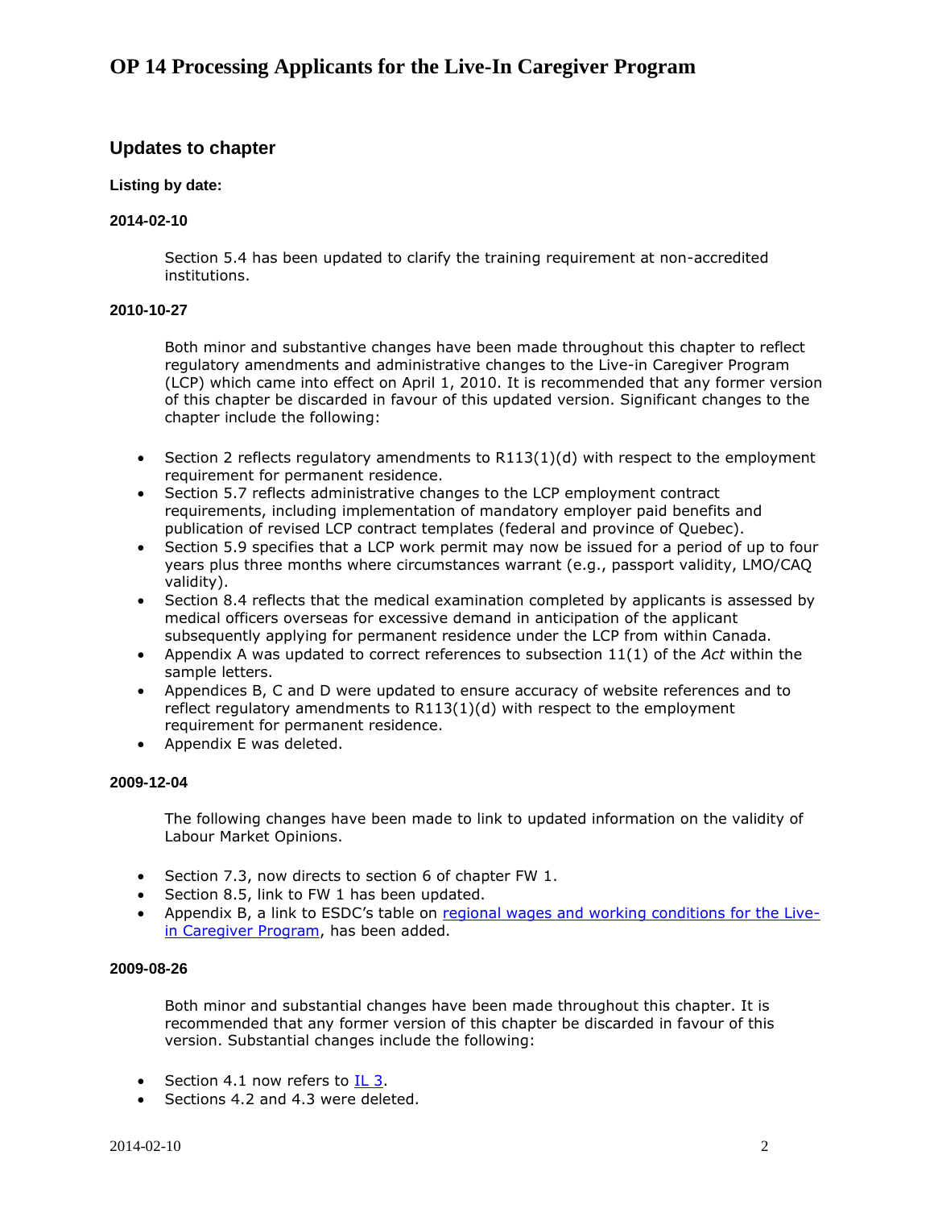# OP 14 Processing Applicants for the Live-In Caregiver Program

## Updates to chapter

#### Listing by date:

#### 2014-02-10

Section 5.4 has been updated to clarify the training requirement at non-accredited institutions.

#### 2010-10-27

Both minor and substantive changes have been made throughout this chapter to reflect regulatory amendments and administrative changes to the Live-in Caregiver Program (LCP) which came into effect on April 1, 2010. It is recommended that any former version of this chapter be discarded in favour of this updated version. Significant changes to the chapter include the following:

- Section 2 reflects regulatory amendments to R113(1)(d) with respect to the employment requirement for permanent residence.
- Section 5.7 reflects administrative changes to the LCP employment contract requirements, including implementation of mandatory employer paid benefits and publication of revised LCP contract templates (federal and province of Quebec).
- Section 5.9 specifies that a LCP work permit may now be issued for a period of up to four years plus three months where circumstances warrant (e.g., passport validity, LMO/CAQ validity).
- Section 8.4 reflects that the medical examination completed by applicants is assessed by medical officers overseas for excessive demand in anticipation of the applicant subsequently applying for permanent residence under the LCP from within Canada.
- Appendix A was updated to correct references to subsection 11(1) of the *Act* within the sample letters.
- Appendices B, C and D were updated to ensure accuracy of website references and to reflect regulatory amendments to R113(1)(d) with respect to the employment requirement for permanent residence.
- Appendix E was deleted.

#### 2009-12-04

The following changes have been made to link to updated information on the validity of Labour Market Opinions.

- Section 7.3, now directs to section 6 of chapter FW 1.
- Section 8.5, link to FW 1 has been updated.
- Appendix B, a link to ESDC's table on regional wages and working conditions for the Live-in Caregiver Program, has been added.

#### 2009-08-26

Both minor and substantial changes have been made throughout this chapter. It is recommended that any former version of this chapter be discarded in favour of this version. Substantial changes include the following:

- Section 4.1 now refers to IL 3.
- Sections 4.2 and 4.3 were deleted.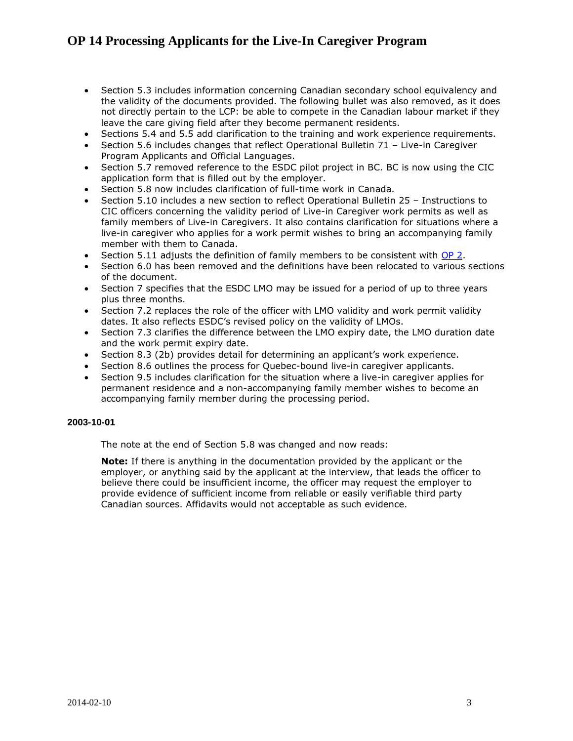- Section 5.3 includes information concerning Canadian secondary school equivalency and the validity of the documents provided. The following bullet was also removed, as it does not directly pertain to the LCP: be able to compete in the Canadian labour market if they leave the care giving field after they become permanent residents.
- Sections 5.4 and 5.5 add clarification to the training and work experience requirements.
- Section 5.6 includes changes that reflect Operational Bulletin 71 – Live-in Caregiver Program Applicants and Official Languages.
- Section 5.7 removed reference to the ESDC pilot project in BC. BC is now using the CIC application form that is filled out by the employer.
- Section 5.8 now includes clarification of full-time work in Canada.
- Section 5.10 includes a new section to reflect Operational Bulletin 25 – Instructions to CIC officers concerning the validity period of Live-in Caregiver work permits as well as family members of Live-in Caregivers. It also contains clarification for situations where a live-in caregiver who applies for a work permit wishes to bring an accompanying family member with them to Canada.
- Section 5.11 adjusts the definition of family members to be consistent with OP 2.
- Section 6.0 has been removed and the definitions have been relocated to various sections of the document.
- Section 7 specifies that the ESDC LMO may be issued for a period of up to three years plus three months.
- Section 7.2 replaces the role of the officer with LMO validity and work permit validity dates. It also reflects ESDC's revised policy on the validity of LMOs.
- Section 7.3 clarifies the difference between the LMO expiry date, the LMO duration date and the work permit expiry date.
- Section 8.3 (2b) provides detail for determining an applicant's work experience.
- Section 8.6 outlines the process for Quebec-bound live-in caregiver applicants.
- Section 9.5 includes clarification for the situation where a live-in caregiver applies for permanent residence and a non-accompanying family member wishes to become an accompanying family member during the processing period.

#### 2003-10-01

The note at the end of Section 5.8 was changed and now reads:

**Note:** If there is anything in the documentation provided by the applicant or the employer, or anything said by the applicant at the interview, that leads the officer to believe there could be insufficient income, the officer may request the employer to provide evidence of sufficient income from reliable or easily verifiable third party Canadian sources. Affidavits would not acceptable as such evidence.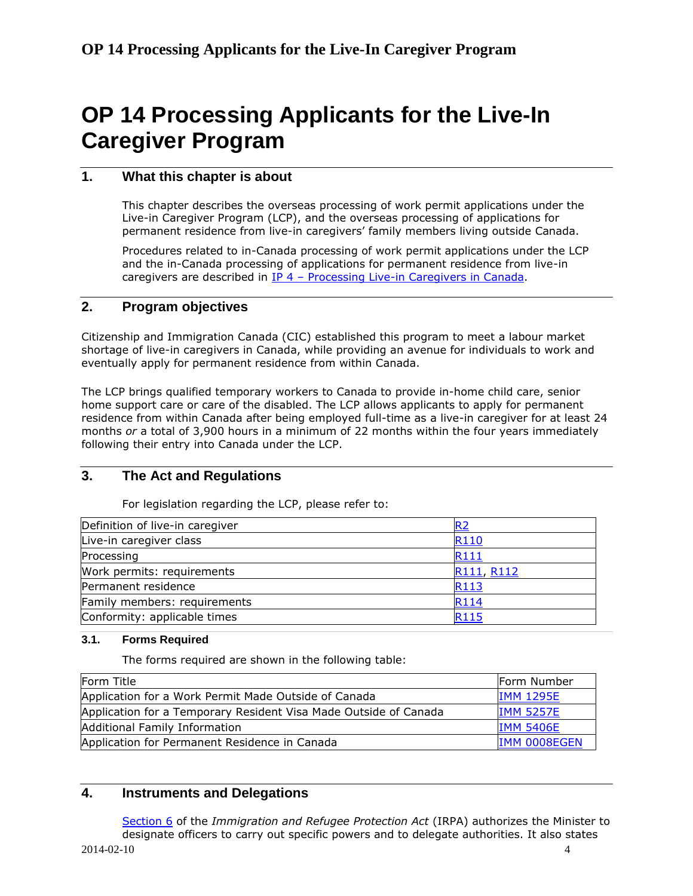# OP 14 Processing Applicants for the Live-In Caregiver Program

## 1. What this chapter is about

This chapter describes the overseas processing of work permit applications under the Live-in Caregiver Program (LCP), and the overseas processing of applications for permanent residence from live-in caregivers' family members living outside Canada.

Procedures related to in-Canada processing of work permit applications under the LCP and the in-Canada processing of applications for permanent residence from live-in caregivers are described in IP 4 – Processing Live-in Caregivers in Canada.

## 2. Program objectives

Citizenship and Immigration Canada (CIC) established this program to meet a labour market shortage of live-in caregivers in Canada, while providing an avenue for individuals to work and eventually apply for permanent residence from within Canada.

The LCP brings qualified temporary workers to Canada to provide in-home child care, senior home support care or care of the disabled. The LCP allows applicants to apply for permanent residence from within Canada after being employed full-time as a live-in caregiver for at least 24 months *or* a total of 3,900 hours in a minimum of 22 months within the four years immediately following their entry into Canada under the LCP.

## 3. The Act and Regulations

For legislation regarding the LCP, please refer to:

| | |
|---|---|
| Definition of live-in caregiver | R2 |
| Live-in caregiver class | R110 |
| Processing | R111 |
| Work permits: requirements | R111, R112 |
| Permanent residence | R113 |
| Family members: requirements | R114 |
| Conformity: applicable times | R115 |

### 3.1. Forms Required

The forms required are shown in the following table:

| Form Title | Form Number |
|---|---|
| Application for a Work Permit Made Outside of Canada | IMM 1295E |
| Application for a Temporary Resident Visa Made Outside of Canada | IMM 5257E |
| Additional Family Information | IMM 5406E |
| Application for Permanent Residence in Canada | IMM 0008EGEN |

## 4. Instruments and Delegations

Section 6 of the *Immigration and Refugee Protection Act* (IRPA) authorizes the Minister to designate officers to carry out specific powers and to delegate authorities. It also states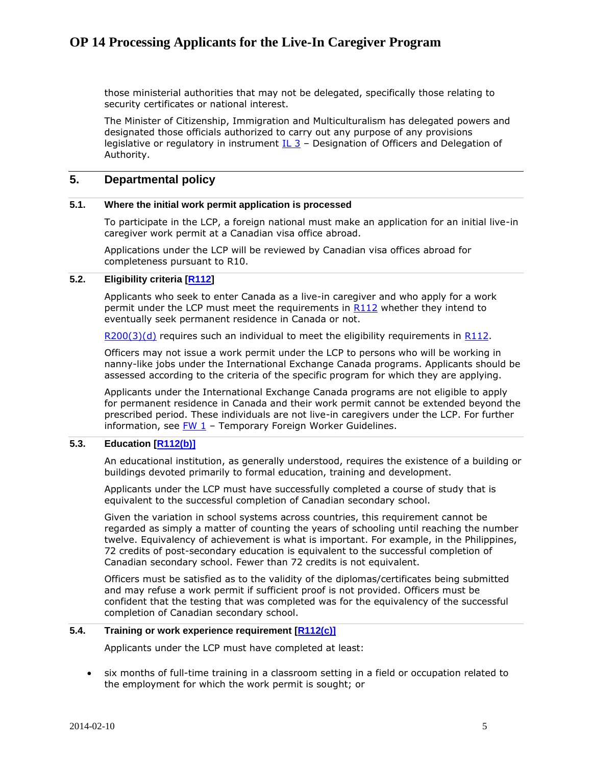those ministerial authorities that may not be delegated, specifically those relating to security certificates or national interest.

The Minister of Citizenship, Immigration and Multiculturalism has delegated powers and designated those officials authorized to carry out any purpose of any provisions legislative or regulatory in instrument IL 3 – Designation of Officers and Delegation of Authority.

## 5. Departmental policy

### 5.1. Where the initial work permit application is processed

To participate in the LCP, a foreign national must make an application for an initial live-in caregiver work permit at a Canadian visa office abroad.

Applications under the LCP will be reviewed by Canadian visa offices abroad for completeness pursuant to R10.

### 5.2. Eligibility criteria [R112]

Applicants who seek to enter Canada as a live-in caregiver and who apply for a work permit under the LCP must meet the requirements in R112 whether they intend to eventually seek permanent residence in Canada or not.

R200(3)(d) requires such an individual to meet the eligibility requirements in R112.

Officers may not issue a work permit under the LCP to persons who will be working in nanny-like jobs under the International Exchange Canada programs. Applicants should be assessed according to the criteria of the specific program for which they are applying.

Applicants under the International Exchange Canada programs are not eligible to apply for permanent residence in Canada and their work permit cannot be extended beyond the prescribed period. These individuals are not live-in caregivers under the LCP. For further information, see FW 1 – Temporary Foreign Worker Guidelines.

### 5.3. Education [R112(b)]

An educational institution, as generally understood, requires the existence of a building or buildings devoted primarily to formal education, training and development.

Applicants under the LCP must have successfully completed a course of study that is equivalent to the successful completion of Canadian secondary school.

Given the variation in school systems across countries, this requirement cannot be regarded as simply a matter of counting the years of schooling until reaching the number twelve. Equivalency of achievement is what is important. For example, in the Philippines, 72 credits of post-secondary education is equivalent to the successful completion of Canadian secondary school. Fewer than 72 credits is not equivalent.

Officers must be satisfied as to the validity of the diplomas/certificates being submitted and may refuse a work permit if sufficient proof is not provided. Officers must be confident that the testing that was completed was for the equivalency of the successful completion of Canadian secondary school.

### 5.4. Training or work experience requirement [R112(c)]

Applicants under the LCP must have completed at least:

- six months of full-time training in a classroom setting in a field or occupation related to the employment for which the work permit is sought; or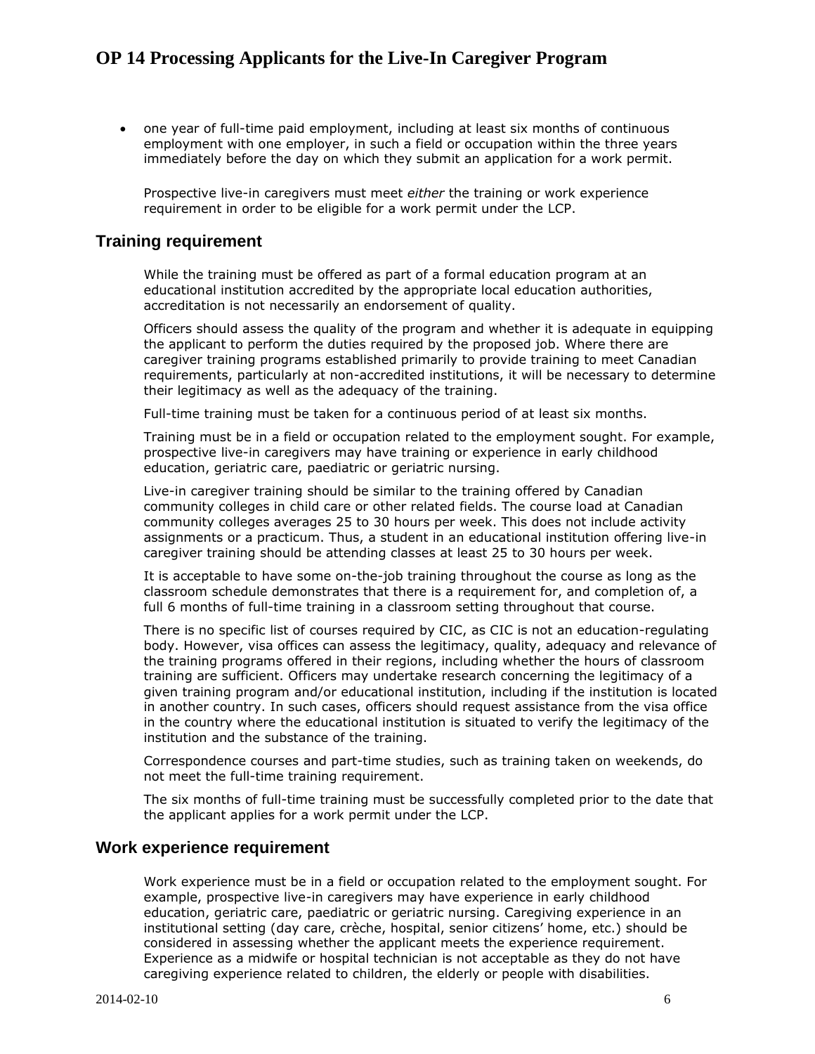- one year of full-time paid employment, including at least six months of continuous employment with one employer, in such a field or occupation within the three years immediately before the day on which they submit an application for a work permit.

  Prospective live-in caregivers must meet *either* the training or work experience requirement in order to be eligible for a work permit under the LCP.

## Training requirement

While the training must be offered as part of a formal education program at an educational institution accredited by the appropriate local education authorities, accreditation is not necessarily an endorsement of quality.

Officers should assess the quality of the program and whether it is adequate in equipping the applicant to perform the duties required by the proposed job. Where there are caregiver training programs established primarily to provide training to meet Canadian requirements, particularly at non-accredited institutions, it will be necessary to determine their legitimacy as well as the adequacy of the training.

Full-time training must be taken for a continuous period of at least six months.

Training must be in a field or occupation related to the employment sought. For example, prospective live-in caregivers may have training or experience in early childhood education, geriatric care, paediatric or geriatric nursing.

Live-in caregiver training should be similar to the training offered by Canadian community colleges in child care or other related fields. The course load at Canadian community colleges averages 25 to 30 hours per week. This does not include activity assignments or a practicum. Thus, a student in an educational institution offering live-in caregiver training should be attending classes at least 25 to 30 hours per week.

It is acceptable to have some on-the-job training throughout the course as long as the classroom schedule demonstrates that there is a requirement for, and completion of, a full 6 months of full-time training in a classroom setting throughout that course.

There is no specific list of courses required by CIC, as CIC is not an education-regulating body. However, visa offices can assess the legitimacy, quality, adequacy and relevance of the training programs offered in their regions, including whether the hours of classroom training are sufficient. Officers may undertake research concerning the legitimacy of a given training program and/or educational institution, including if the institution is located in another country. In such cases, officers should request assistance from the visa office in the country where the educational institution is situated to verify the legitimacy of the institution and the substance of the training.

Correspondence courses and part-time studies, such as training taken on weekends, do not meet the full-time training requirement.

The six months of full-time training must be successfully completed prior to the date that the applicant applies for a work permit under the LCP.

## Work experience requirement

Work experience must be in a field or occupation related to the employment sought. For example, prospective live-in caregivers may have experience in early childhood education, geriatric care, paediatric or geriatric nursing. Caregiving experience in an institutional setting (day care, crèche, hospital, senior citizens' home, etc.) should be considered in assessing whether the applicant meets the experience requirement. Experience as a midwife or hospital technician is not acceptable as they do not have caregiving experience related to children, the elderly or people with disabilities.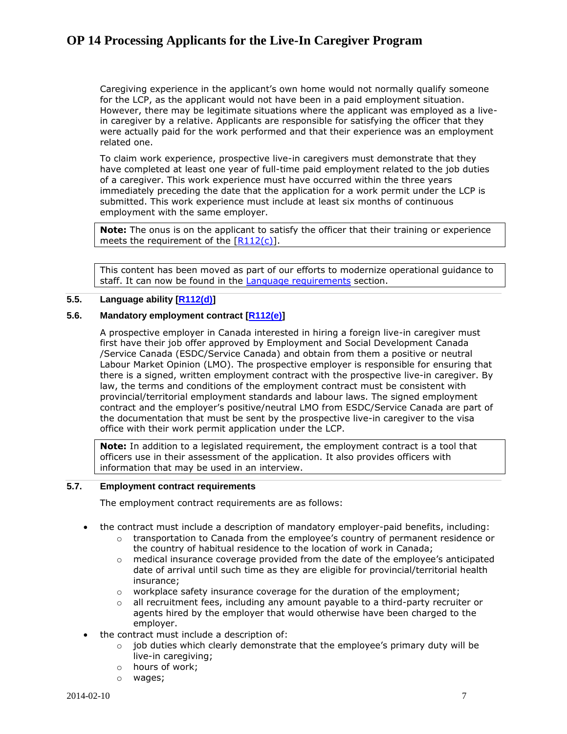Caregiving experience in the applicant's own home would not normally qualify someone for the LCP, as the applicant would not have been in a paid employment situation. However, there may be legitimate situations where the applicant was employed as a live-in caregiver by a relative. Applicants are responsible for satisfying the officer that they were actually paid for the work performed and that their experience was an employment related one.

To claim work experience, prospective live-in caregivers must demonstrate that they have completed at least one year of full-time paid employment related to the job duties of a caregiver. This work experience must have occurred within the three years immediately preceding the date that the application for a work permit under the LCP is submitted. This work experience must include at least six months of continuous employment with the same employer.

> **Note:** The onus is on the applicant to satisfy the officer that their training or experience meets the requirement of the [R112(c)].

> This content has been moved as part of our efforts to modernize operational guidance to staff. It can now be found in the Language requirements section.

### 5.5. Language ability [R112(d)]

### 5.6. Mandatory employment contract [R112(e)]

A prospective employer in Canada interested in hiring a foreign live-in caregiver must first have their job offer approved by Employment and Social Development Canada /Service Canada (ESDC/Service Canada) and obtain from them a positive or neutral Labour Market Opinion (LMO). The prospective employer is responsible for ensuring that there is a signed, written employment contract with the prospective live-in caregiver. By law, the terms and conditions of the employment contract must be consistent with provincial/territorial employment standards and labour laws. The signed employment contract and the employer's positive/neutral LMO from ESDC/Service Canada are part of the documentation that must be sent by the prospective live-in caregiver to the visa office with their work permit application under the LCP.

> **Note:** In addition to a legislated requirement, the employment contract is a tool that officers use in their assessment of the application. It also provides officers with information that may be used in an interview.

### 5.7. Employment contract requirements

The employment contract requirements are as follows:

- the contract must include a description of mandatory employer-paid benefits, including:
  - transportation to Canada from the employee's country of permanent residence or the country of habitual residence to the location of work in Canada;
  - medical insurance coverage provided from the date of the employee's anticipated date of arrival until such time as they are eligible for provincial/territorial health insurance;
  - workplace safety insurance coverage for the duration of the employment;
  - all recruitment fees, including any amount payable to a third-party recruiter or agents hired by the employer that would otherwise have been charged to the employer.
- the contract must include a description of:
  - job duties which clearly demonstrate that the employee's primary duty will be live-in caregiving;
  - hours of work;
  - wages;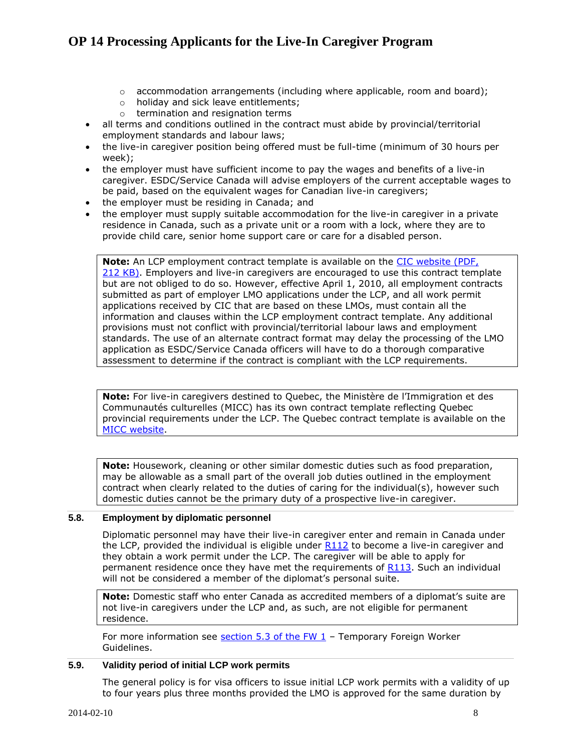- accommodation arrangements (including where applicable, room and board);
    - holiday and sick leave entitlements;
    - termination and resignation terms
- all terms and conditions outlined in the contract must abide by provincial/territorial employment standards and labour laws;
- the live-in caregiver position being offered must be full-time (minimum of 30 hours per week);
- the employer must have sufficient income to pay the wages and benefits of a live-in caregiver. ESDC/Service Canada will advise employers of the current acceptable wages to be paid, based on the equivalent wages for Canadian live-in caregivers;
- the employer must be residing in Canada; and
- the employer must supply suitable accommodation for the live-in caregiver in a private residence in Canada, such as a private unit or a room with a lock, where they are to provide child care, senior home support care or care for a disabled person.

> **Note:** An LCP employment contract template is available on the CIC website (PDF, 212 KB). Employers and live-in caregivers are encouraged to use this contract template but are not obliged to do so. However, effective April 1, 2010, all employment contracts submitted as part of employer LMO applications under the LCP, and all work permit applications received by CIC that are based on these LMOs, must contain all the information and clauses within the LCP employment contract template. Any additional provisions must not conflict with provincial/territorial labour laws and employment standards. The use of an alternate contract format may delay the processing of the LMO application as ESDC/Service Canada officers will have to do a thorough comparative assessment to determine if the contract is compliant with the LCP requirements.

> **Note:** For live-in caregivers destined to Quebec, the Ministère de l'Immigration et des Communautés culturelles (MICC) has its own contract template reflecting Quebec provincial requirements under the LCP. The Quebec contract template is available on the MICC website.

> **Note:** Housework, cleaning or other similar domestic duties such as food preparation, may be allowable as a small part of the overall job duties outlined in the employment contract when clearly related to the duties of caring for the individual(s), however such domestic duties cannot be the primary duty of a prospective live-in caregiver.

### 5.8. Employment by diplomatic personnel

Diplomatic personnel may have their live-in caregiver enter and remain in Canada under the LCP, provided the individual is eligible under R112 to become a live-in caregiver and they obtain a work permit under the LCP. The caregiver will be able to apply for permanent residence once they have met the requirements of R113. Such an individual will not be considered a member of the diplomat's personal suite.

> **Note:** Domestic staff who enter Canada as accredited members of a diplomat's suite are not live-in caregivers under the LCP and, as such, are not eligible for permanent residence.

For more information see section 5.3 of the FW 1 – Temporary Foreign Worker Guidelines.

### 5.9. Validity period of initial LCP work permits

The general policy is for visa officers to issue initial LCP work permits with a validity of up to four years plus three months provided the LMO is approved for the same duration by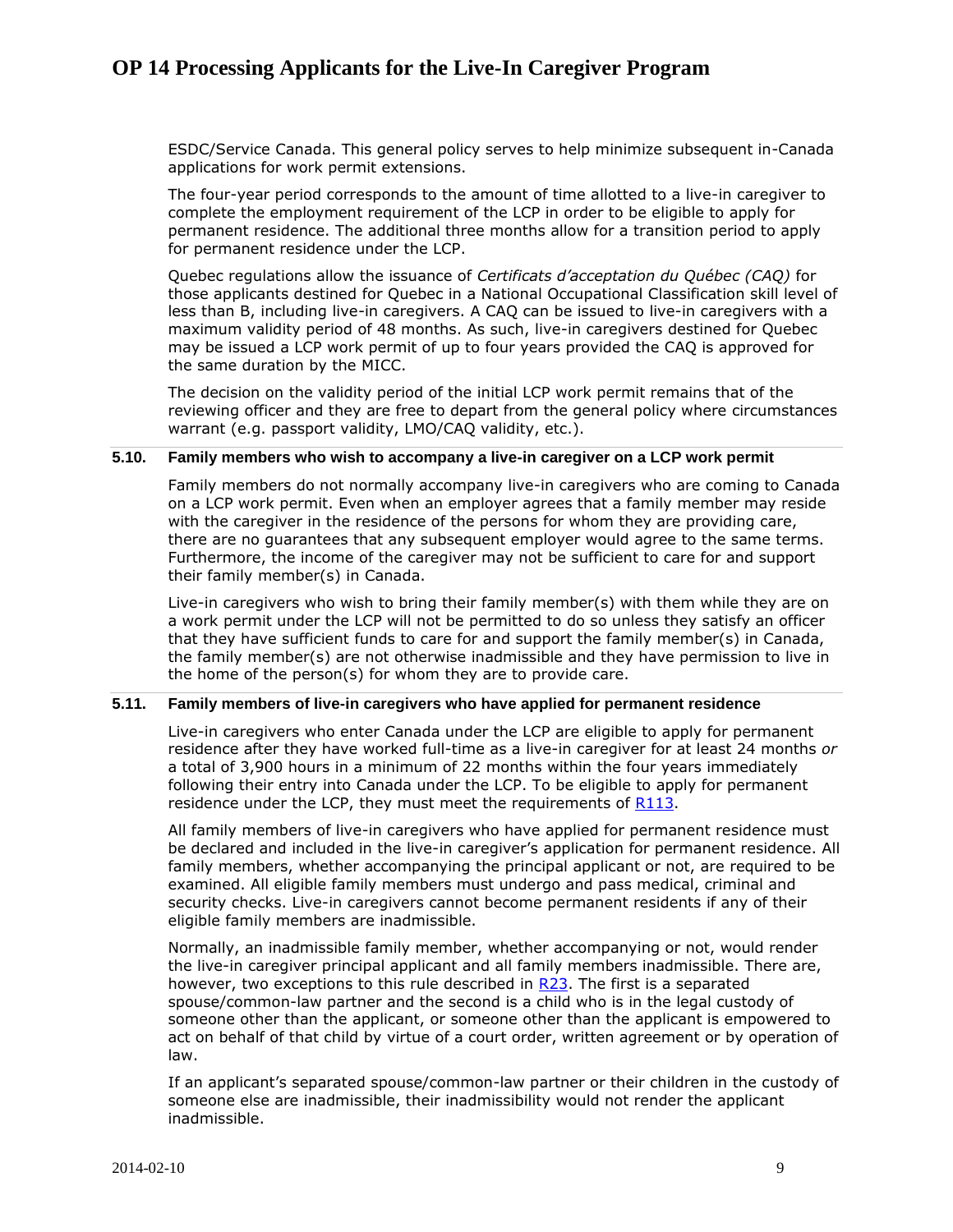ESDC/Service Canada. This general policy serves to help minimize subsequent in-Canada applications for work permit extensions.

The four-year period corresponds to the amount of time allotted to a live-in caregiver to complete the employment requirement of the LCP in order to be eligible to apply for permanent residence. The additional three months allow for a transition period to apply for permanent residence under the LCP.

Quebec regulations allow the issuance of *Certificats d'acceptation du Québec (CAQ)* for those applicants destined for Quebec in a National Occupational Classification skill level of less than B, including live-in caregivers. A CAQ can be issued to live-in caregivers with a maximum validity period of 48 months. As such, live-in caregivers destined for Quebec may be issued a LCP work permit of up to four years provided the CAQ is approved for the same duration by the MICC.

The decision on the validity period of the initial LCP work permit remains that of the reviewing officer and they are free to depart from the general policy where circumstances warrant (e.g. passport validity, LMO/CAQ validity, etc.).

### 5.10. Family members who wish to accompany a live-in caregiver on a LCP work permit

Family members do not normally accompany live-in caregivers who are coming to Canada on a LCP work permit. Even when an employer agrees that a family member may reside with the caregiver in the residence of the persons for whom they are providing care, there are no guarantees that any subsequent employer would agree to the same terms. Furthermore, the income of the caregiver may not be sufficient to care for and support their family member(s) in Canada.

Live-in caregivers who wish to bring their family member(s) with them while they are on a work permit under the LCP will not be permitted to do so unless they satisfy an officer that they have sufficient funds to care for and support the family member(s) in Canada, the family member(s) are not otherwise inadmissible and they have permission to live in the home of the person(s) for whom they are to provide care.

### 5.11. Family members of live-in caregivers who have applied for permanent residence

Live-in caregivers who enter Canada under the LCP are eligible to apply for permanent residence after they have worked full-time as a live-in caregiver for at least 24 months *or* a total of 3,900 hours in a minimum of 22 months within the four years immediately following their entry into Canada under the LCP. To be eligible to apply for permanent residence under the LCP, they must meet the requirements of R113.

All family members of live-in caregivers who have applied for permanent residence must be declared and included in the live-in caregiver's application for permanent residence. All family members, whether accompanying the principal applicant or not, are required to be examined. All eligible family members must undergo and pass medical, criminal and security checks. Live-in caregivers cannot become permanent residents if any of their eligible family members are inadmissible.

Normally, an inadmissible family member, whether accompanying or not, would render the live-in caregiver principal applicant and all family members inadmissible. There are, however, two exceptions to this rule described in R23. The first is a separated spouse/common-law partner and the second is a child who is in the legal custody of someone other than the applicant, or someone other than the applicant is empowered to act on behalf of that child by virtue of a court order, written agreement or by operation of law.

If an applicant's separated spouse/common-law partner or their children in the custody of someone else are inadmissible, their inadmissibility would not render the applicant inadmissible.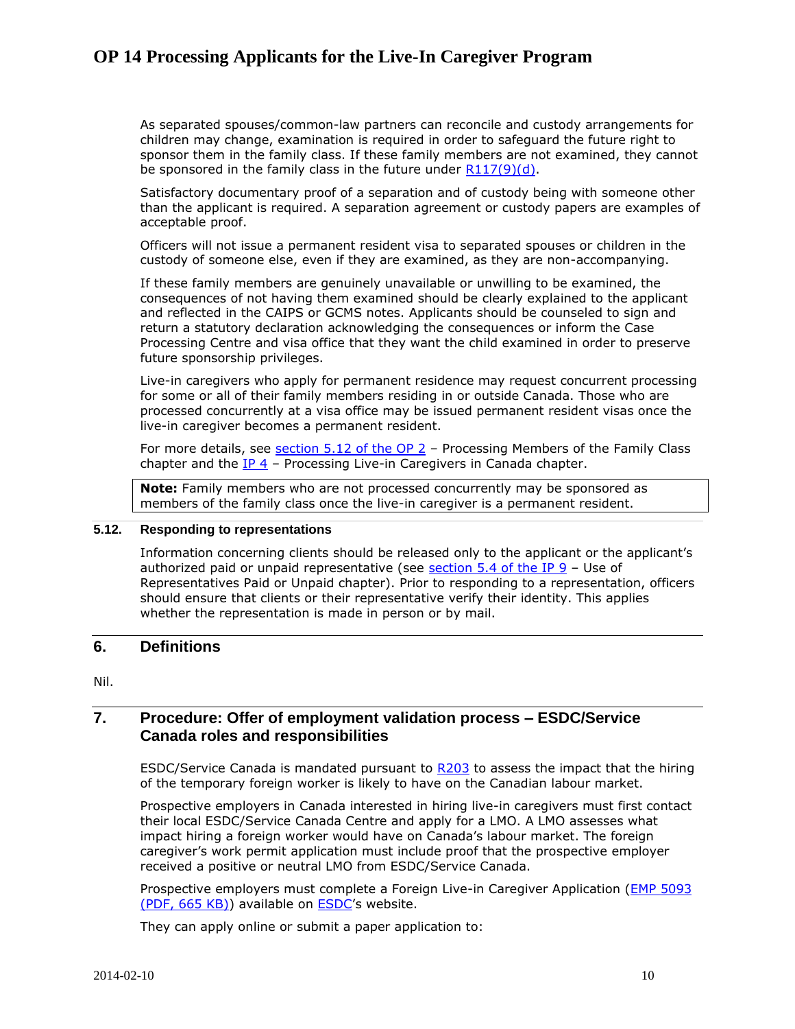As separated spouses/common-law partners can reconcile and custody arrangements for children may change, examination is required in order to safeguard the future right to sponsor them in the family class. If these family members are not examined, they cannot be sponsored in the family class in the future under R117(9)(d).

Satisfactory documentary proof of a separation and of custody being with someone other than the applicant is required. A separation agreement or custody papers are examples of acceptable proof.

Officers will not issue a permanent resident visa to separated spouses or children in the custody of someone else, even if they are examined, as they are non-accompanying.

If these family members are genuinely unavailable or unwilling to be examined, the consequences of not having them examined should be clearly explained to the applicant and reflected in the CAIPS or GCMS notes. Applicants should be counseled to sign and return a statutory declaration acknowledging the consequences or inform the Case Processing Centre and visa office that they want the child examined in order to preserve future sponsorship privileges.

Live-in caregivers who apply for permanent residence may request concurrent processing for some or all of their family members residing in or outside Canada. Those who are processed concurrently at a visa office may be issued permanent resident visas once the live-in caregiver becomes a permanent resident.

For more details, see section 5.12 of the OP 2 – Processing Members of the Family Class chapter and the IP 4 – Processing Live-in Caregivers in Canada chapter.

**Note:** Family members who are not processed concurrently may be sponsored as members of the family class once the live-in caregiver is a permanent resident.

### 5.12. Responding to representations

Information concerning clients should be released only to the applicant or the applicant's authorized paid or unpaid representative (see section 5.4 of the IP 9 – Use of Representatives Paid or Unpaid chapter). Prior to responding to a representation, officers should ensure that clients or their representative verify their identity. This applies whether the representation is made in person or by mail.

## 6. Definitions

Nil.

## 7. Procedure: Offer of employment validation process – ESDC/Service Canada roles and responsibilities

ESDC/Service Canada is mandated pursuant to R203 to assess the impact that the hiring of the temporary foreign worker is likely to have on the Canadian labour market.

Prospective employers in Canada interested in hiring live-in caregivers must first contact their local ESDC/Service Canada Centre and apply for a LMO. A LMO assesses what impact hiring a foreign worker would have on Canada's labour market. The foreign caregiver's work permit application must include proof that the prospective employer received a positive or neutral LMO from ESDC/Service Canada.

Prospective employers must complete a Foreign Live-in Caregiver Application (EMP 5093 (PDF, 665 KB)) available on ESDC's website.

They can apply online or submit a paper application to: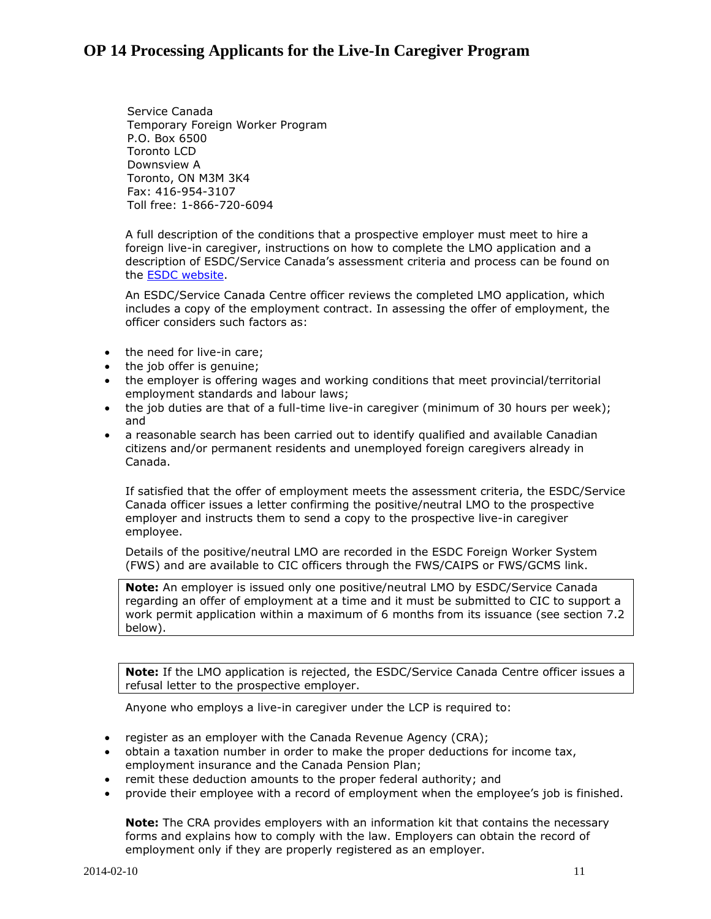Service Canada
Temporary Foreign Worker Program
P.O. Box 6500
Toronto LCD
Downsview A
Toronto, ON M3M 3K4
Fax: 416-954-3107
Toll free: 1-866-720-6094

A full description of the conditions that a prospective employer must meet to hire a foreign live-in caregiver, instructions on how to complete the LMO application and a description of ESDC/Service Canada's assessment criteria and process can be found on the ESDC website.

An ESDC/Service Canada Centre officer reviews the completed LMO application, which includes a copy of the employment contract. In assessing the offer of employment, the officer considers such factors as:

- the need for live-in care;
- the job offer is genuine;
- the employer is offering wages and working conditions that meet provincial/territorial employment standards and labour laws;
- the job duties are that of a full-time live-in caregiver (minimum of 30 hours per week); and
- a reasonable search has been carried out to identify qualified and available Canadian citizens and/or permanent residents and unemployed foreign caregivers already in Canada.

If satisfied that the offer of employment meets the assessment criteria, the ESDC/Service Canada officer issues a letter confirming the positive/neutral LMO to the prospective employer and instructs them to send a copy to the prospective live-in caregiver employee.

Details of the positive/neutral LMO are recorded in the ESDC Foreign Worker System (FWS) and are available to CIC officers through the FWS/CAIPS or FWS/GCMS link.

**Note:** An employer is issued only one positive/neutral LMO by ESDC/Service Canada regarding an offer of employment at a time and it must be submitted to CIC to support a work permit application within a maximum of 6 months from its issuance (see section 7.2 below).

**Note:** If the LMO application is rejected, the ESDC/Service Canada Centre officer issues a refusal letter to the prospective employer.

Anyone who employs a live-in caregiver under the LCP is required to:

- register as an employer with the Canada Revenue Agency (CRA);
- obtain a taxation number in order to make the proper deductions for income tax, employment insurance and the Canada Pension Plan;
- remit these deduction amounts to the proper federal authority; and
- provide their employee with a record of employment when the employee's job is finished.

**Note:** The CRA provides employers with an information kit that contains the necessary forms and explains how to comply with the law. Employers can obtain the record of employment only if they are properly registered as an employer.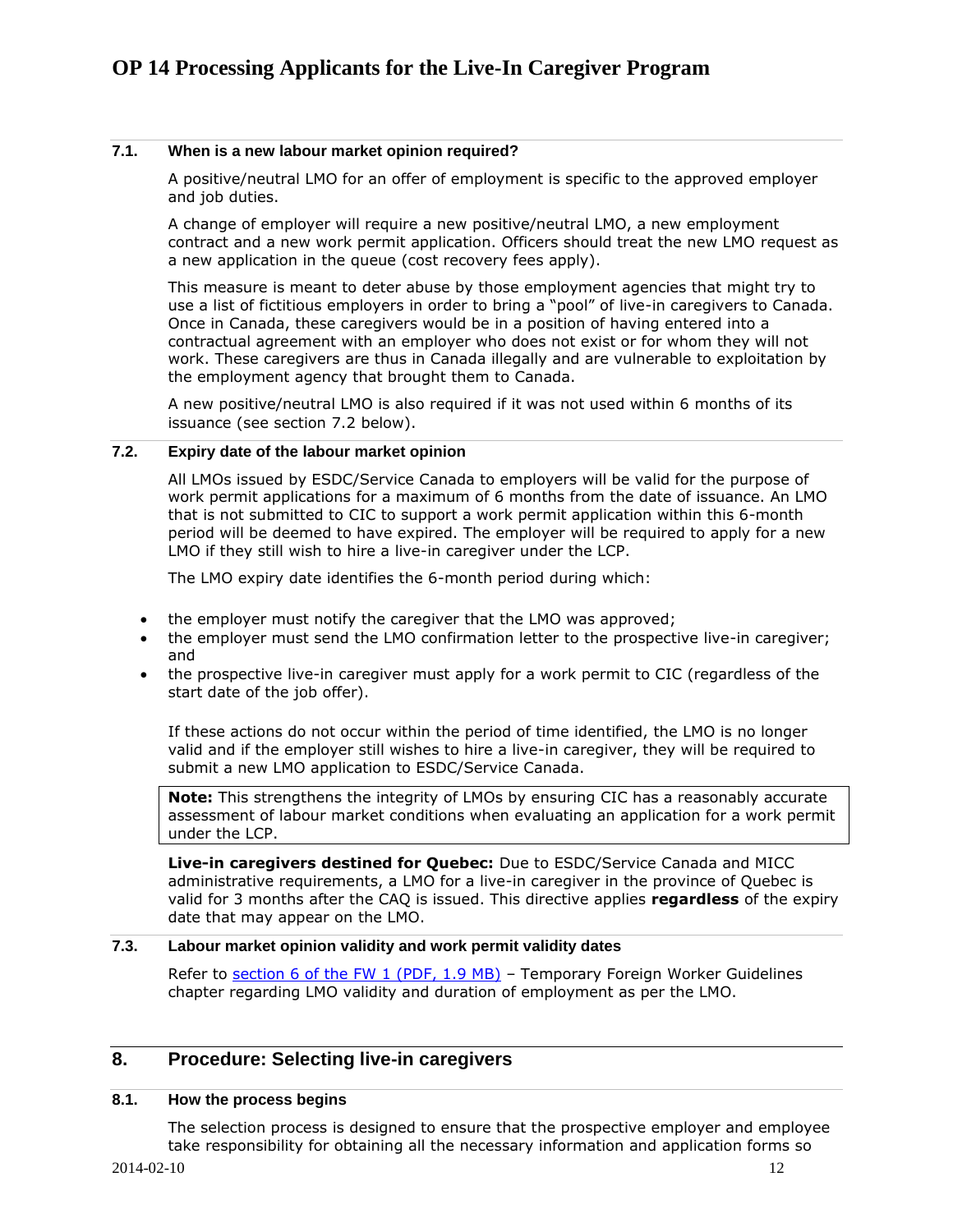### 7.1. When is a new labour market opinion required?

A positive/neutral LMO for an offer of employment is specific to the approved employer and job duties.

A change of employer will require a new positive/neutral LMO, a new employment contract and a new work permit application. Officers should treat the new LMO request as a new application in the queue (cost recovery fees apply).

This measure is meant to deter abuse by those employment agencies that might try to use a list of fictitious employers in order to bring a "pool" of live-in caregivers to Canada. Once in Canada, these caregivers would be in a position of having entered into a contractual agreement with an employer who does not exist or for whom they will not work. These caregivers are thus in Canada illegally and are vulnerable to exploitation by the employment agency that brought them to Canada.

A new positive/neutral LMO is also required if it was not used within 6 months of its issuance (see section 7.2 below).

### 7.2. Expiry date of the labour market opinion

All LMOs issued by ESDC/Service Canada to employers will be valid for the purpose of work permit applications for a maximum of 6 months from the date of issuance. An LMO that is not submitted to CIC to support a work permit application within this 6-month period will be deemed to have expired. The employer will be required to apply for a new LMO if they still wish to hire a live-in caregiver under the LCP.

The LMO expiry date identifies the 6-month period during which:

- the employer must notify the caregiver that the LMO was approved;
- the employer must send the LMO confirmation letter to the prospective live-in caregiver; and
- the prospective live-in caregiver must apply for a work permit to CIC (regardless of the start date of the job offer).

If these actions do not occur within the period of time identified, the LMO is no longer valid and if the employer still wishes to hire a live-in caregiver, they will be required to submit a new LMO application to ESDC/Service Canada.

> **Note:** This strengthens the integrity of LMOs by ensuring CIC has a reasonably accurate assessment of labour market conditions when evaluating an application for a work permit under the LCP.

**Live-in caregivers destined for Quebec:** Due to ESDC/Service Canada and MICC administrative requirements, a LMO for a live-in caregiver in the province of Quebec is valid for 3 months after the CAQ is issued. This directive applies **regardless** of the expiry date that may appear on the LMO.

### 7.3. Labour market opinion validity and work permit validity dates

Refer to section 6 of the FW 1 (PDF, 1.9 MB) – Temporary Foreign Worker Guidelines chapter regarding LMO validity and duration of employment as per the LMO.

## 8. Procedure: Selecting live-in caregivers

### 8.1. How the process begins

The selection process is designed to ensure that the prospective employer and employee take responsibility for obtaining all the necessary information and application forms so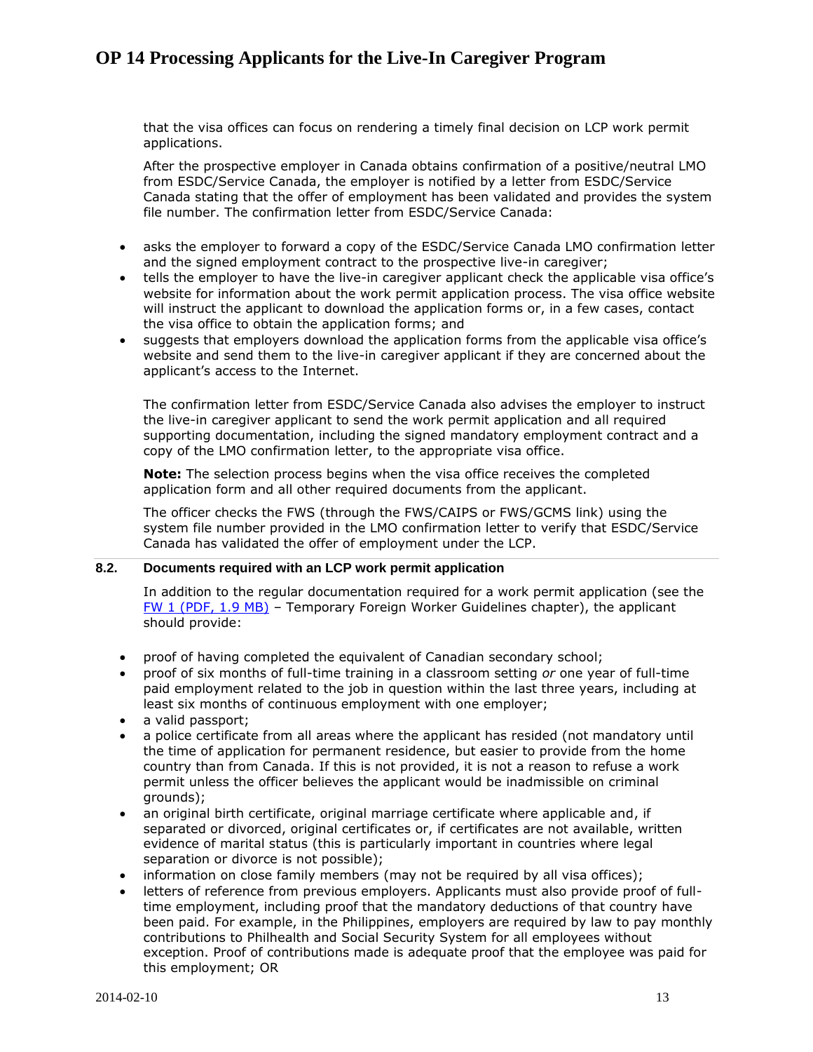that the visa offices can focus on rendering a timely final decision on LCP work permit applications.

After the prospective employer in Canada obtains confirmation of a positive/neutral LMO from ESDC/Service Canada, the employer is notified by a letter from ESDC/Service Canada stating that the offer of employment has been validated and provides the system file number. The confirmation letter from ESDC/Service Canada:

- asks the employer to forward a copy of the ESDC/Service Canada LMO confirmation letter and the signed employment contract to the prospective live-in caregiver;
- tells the employer to have the live-in caregiver applicant check the applicable visa office's website for information about the work permit application process. The visa office website will instruct the applicant to download the application forms or, in a few cases, contact the visa office to obtain the application forms; and
- suggests that employers download the application forms from the applicable visa office's website and send them to the live-in caregiver applicant if they are concerned about the applicant's access to the Internet.

The confirmation letter from ESDC/Service Canada also advises the employer to instruct the live-in caregiver applicant to send the work permit application and all required supporting documentation, including the signed mandatory employment contract and a copy of the LMO confirmation letter, to the appropriate visa office.

**Note:** The selection process begins when the visa office receives the completed application form and all other required documents from the applicant.

The officer checks the FWS (through the FWS/CAIPS or FWS/GCMS link) using the system file number provided in the LMO confirmation letter to verify that ESDC/Service Canada has validated the offer of employment under the LCP.

## 8.2. Documents required with an LCP work permit application

In addition to the regular documentation required for a work permit application (see the FW 1 (PDF, 1.9 MB) – Temporary Foreign Worker Guidelines chapter), the applicant should provide:

- proof of having completed the equivalent of Canadian secondary school;
- proof of six months of full-time training in a classroom setting *or* one year of full-time paid employment related to the job in question within the last three years, including at least six months of continuous employment with one employer;
- a valid passport;
- a police certificate from all areas where the applicant has resided (not mandatory until the time of application for permanent residence, but easier to provide from the home country than from Canada. If this is not provided, it is not a reason to refuse a work permit unless the officer believes the applicant would be inadmissible on criminal grounds);
- an original birth certificate, original marriage certificate where applicable and, if separated or divorced, original certificates or, if certificates are not available, written evidence of marital status (this is particularly important in countries where legal separation or divorce is not possible);
- information on close family members (may not be required by all visa offices);
- letters of reference from previous employers. Applicants must also provide proof of full-time employment, including proof that the mandatory deductions of that country have been paid. For example, in the Philippines, employers are required by law to pay monthly contributions to Philhealth and Social Security System for all employees without exception. Proof of contributions made is adequate proof that the employee was paid for this employment; OR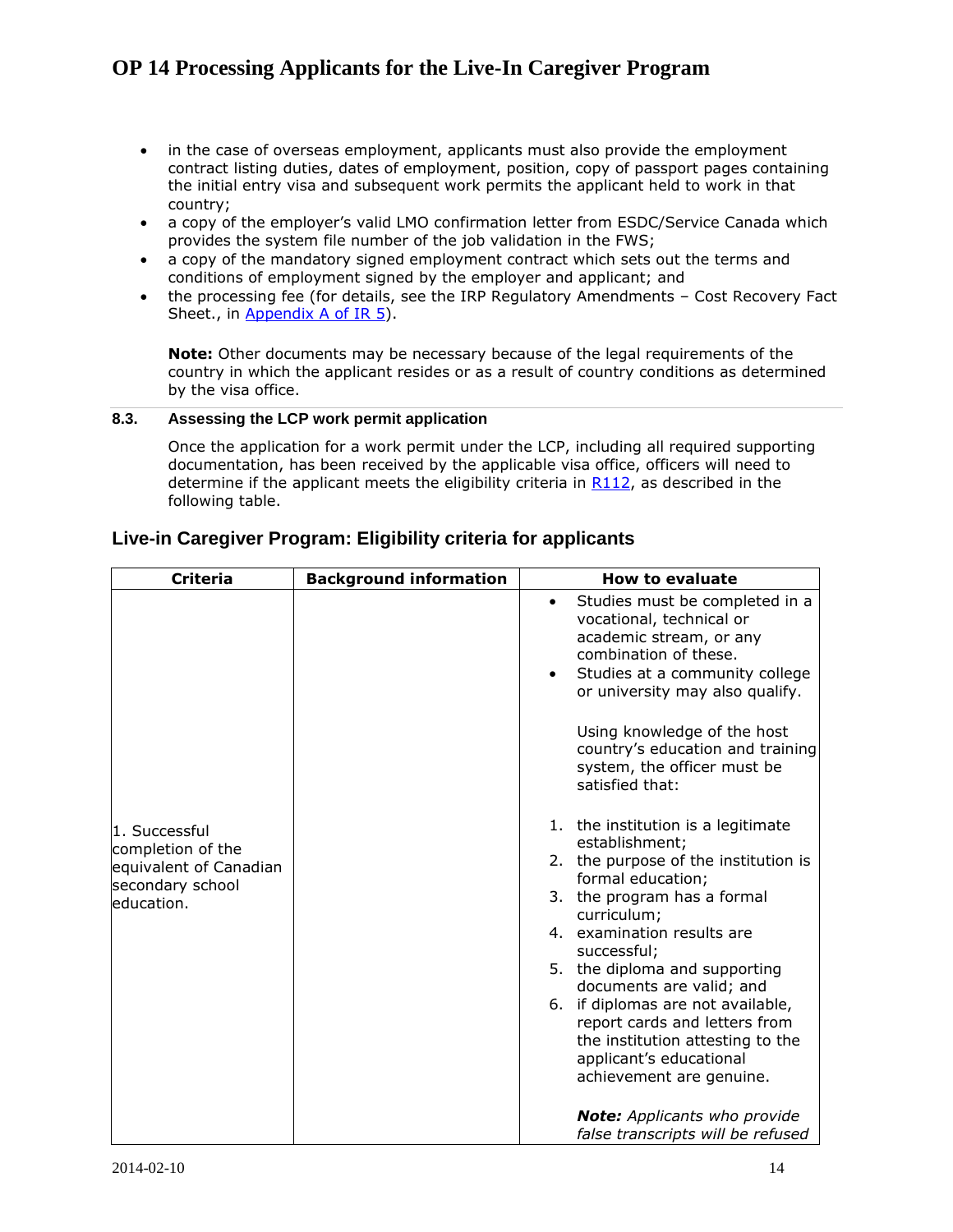- in the case of overseas employment, applicants must also provide the employment contract listing duties, dates of employment, position, copy of passport pages containing the initial entry visa and subsequent work permits the applicant held to work in that country;
- a copy of the employer's valid LMO confirmation letter from ESDC/Service Canada which provides the system file number of the job validation in the FWS;
- a copy of the mandatory signed employment contract which sets out the terms and conditions of employment signed by the employer and applicant; and
- the processing fee (for details, see the IRP Regulatory Amendments – Cost Recovery Fact Sheet., in Appendix A of IR 5).

**Note:** Other documents may be necessary because of the legal requirements of the country in which the applicant resides or as a result of country conditions as determined by the visa office.

### 8.3. Assessing the LCP work permit application

Once the application for a work permit under the LCP, including all required supporting documentation, has been received by the applicable visa office, officers will need to determine if the applicant meets the eligibility criteria in R112, as described in the following table.

## Live-in Caregiver Program: Eligibility criteria for applicants

| Criteria | Background information | How to evaluate |
|---|---|---|
| 1. Successful completion of the equivalent of Canadian secondary school education. | | • Studies must be completed in a vocational, technical or academic stream, or any combination of these.<br>• Studies at a community college or university may also qualify.<br><br>Using knowledge of the host country's education and training system, the officer must be satisfied that:<br><br>1. the institution is a legitimate establishment;<br>2. the purpose of the institution is formal education;<br>3. the program has a formal curriculum;<br>4. examination results are successful;<br>5. the diploma and supporting documents are valid; and<br>6. if diplomas are not available, report cards and letters from the institution attesting to the applicant's educational achievement are genuine.<br><br>***Note:*** *Applicants who provide false transcripts will be refused* |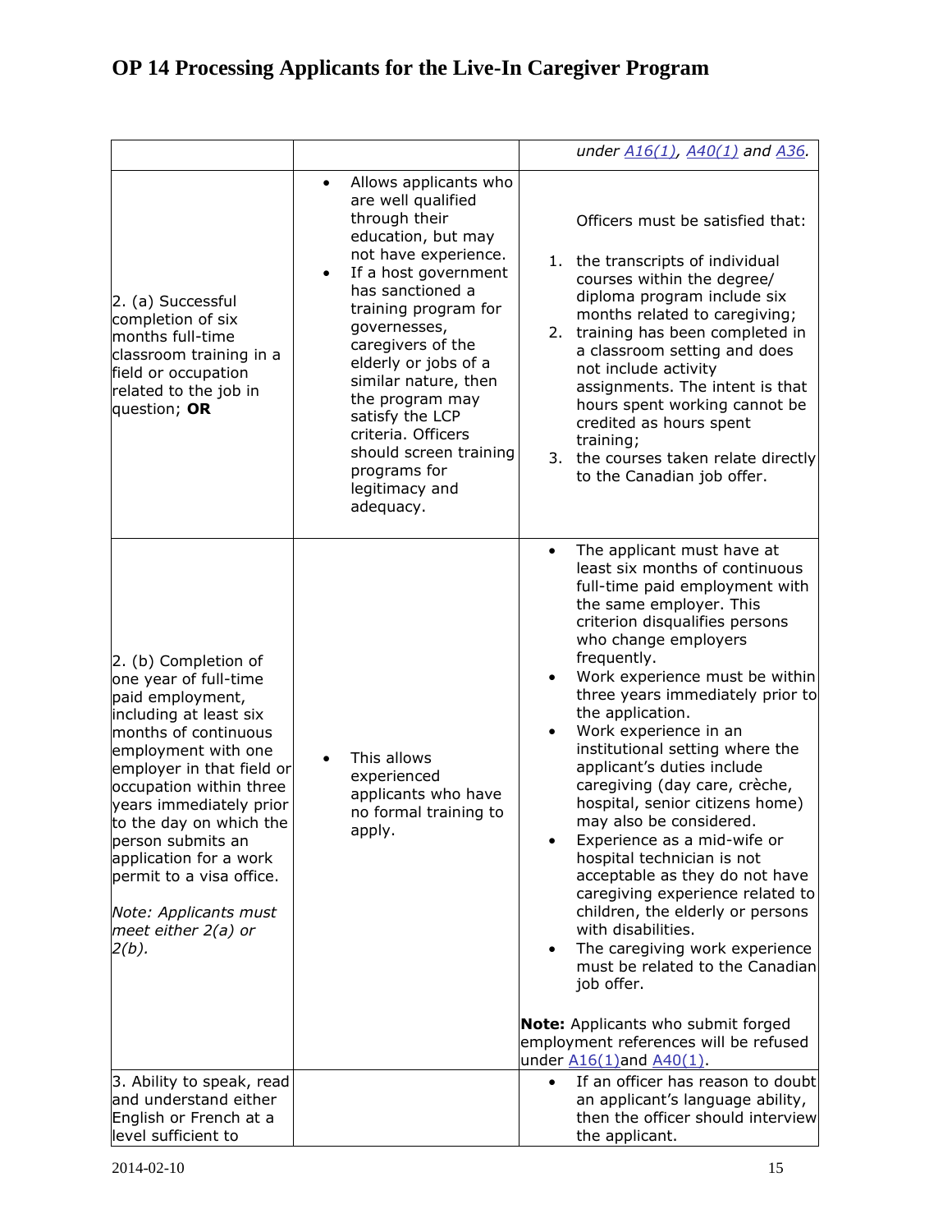| | | |
|---|---|---|
| | | *under A16(1), A40(1) and A36.* |
| 2. (a) Successful completion of six months full-time classroom training in a field or occupation related to the job in question; **OR** | • Allows applicants who are well qualified through their education, but may not have experience.<br>• If a host government has sanctioned a training program for governesses, caregivers of the elderly or jobs of a similar nature, then the program may satisfy the LCP criteria. Officers should screen training programs for legitimacy and adequacy. | Officers must be satisfied that:<br><br>1. the transcripts of individual courses within the degree/ diploma program include six months related to caregiving;<br>2. training has been completed in a classroom setting and does not include activity assignments. The intent is that hours spent working cannot be credited as hours spent training;<br>3. the courses taken relate directly to the Canadian job offer. |
| 2. (b) Completion of one year of full-time paid employment, including at least six months of continuous employment with one employer in that field or occupation within three years immediately prior to the day on which the person submits an application for a work permit to a visa office.<br><br>*Note: Applicants must meet either 2(a) or 2(b).* | • This allows experienced applicants who have no formal training to apply. | • The applicant must have at least six months of continuous full-time paid employment with the same employer. This criterion disqualifies persons who change employers frequently.<br>• Work experience must be within three years immediately prior to the application.<br>• Work experience in an institutional setting where the applicant's duties include caregiving (day care, crèche, hospital, senior citizens home) may also be considered.<br>• Experience as a mid-wife or hospital technician is not acceptable as they do not have caregiving experience related to children, the elderly or persons with disabilities.<br>• The caregiving work experience must be related to the Canadian job offer.<br><br>**Note:** Applicants who submit forged employment references will be refused under A16(1)and A40(1). |
| 3. Ability to speak, read and understand either English or French at a level sufficient to | | • If an officer has reason to doubt an applicant's language ability, then the officer should interview the applicant. |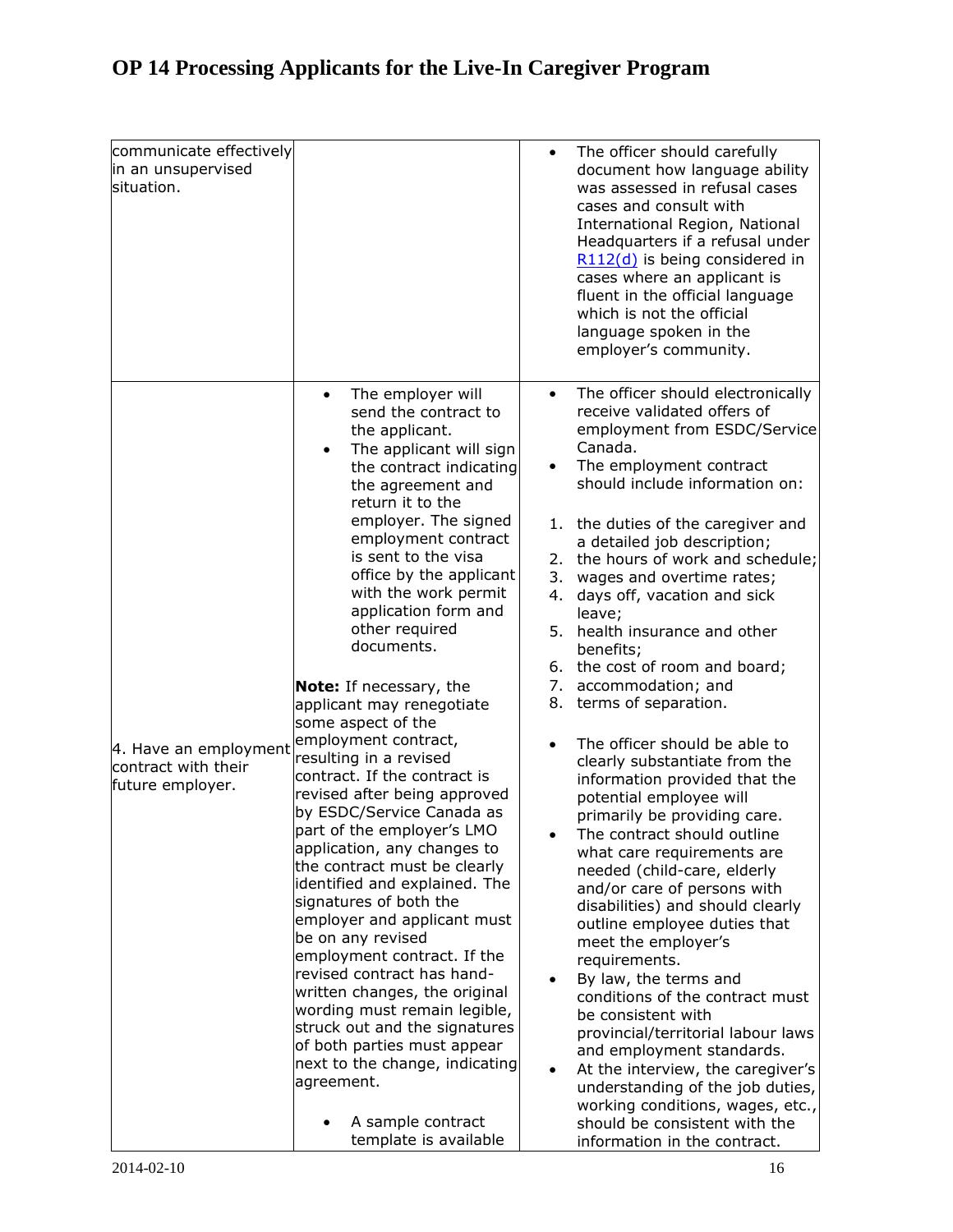| | | |
|---|---|---|
| communicate effectively in an unsupervised situation. | | • The officer should carefully document how language ability was assessed in refusal cases cases and consult with International Region, National Headquarters if a refusal under R112(d) is being considered in cases where an applicant is fluent in the official language which is not the official language spoken in the employer's community. |
| 4. Have an employment contract with their future employer. | • The employer will send the contract to the applicant.<br>• The applicant will sign the contract indicating the agreement and return it to the employer. The signed employment contract is sent to the visa office by the applicant with the work permit application form and other required documents.<br><br>**Note:** If necessary, the applicant may renegotiate some aspect of the employment contract, resulting in a revised contract. If the contract is revised after being approved by ESDC/Service Canada as part of the employer's LMO application, any changes to the contract must be clearly identified and explained. The signatures of both the employer and applicant must be on any revised employment contract. If the revised contract has hand-written changes, the original wording must remain legible, struck out and the signatures of both parties must appear next to the change, indicating agreement.<br><br>• A sample contract template is available | • The officer should electronically receive validated offers of employment from ESDC/Service Canada.<br>• The employment contract should include information on:<br><br>1. the duties of the caregiver and a detailed job description;<br>2. the hours of work and schedule;<br>3. wages and overtime rates;<br>4. days off, vacation and sick leave;<br>5. health insurance and other benefits;<br>6. the cost of room and board;<br>7. accommodation; and<br>8. terms of separation.<br><br>• The officer should be able to clearly substantiate from the information provided that the potential employee will primarily be providing care.<br>• The contract should outline what care requirements are needed (child-care, elderly and/or care of persons with disabilities) and should clearly outline employee duties that meet the employer's requirements.<br>• By law, the terms and conditions of the contract must be consistent with provincial/territorial labour laws and employment standards.<br>• At the interview, the caregiver's understanding of the job duties, working conditions, wages, etc., should be consistent with the information in the contract. |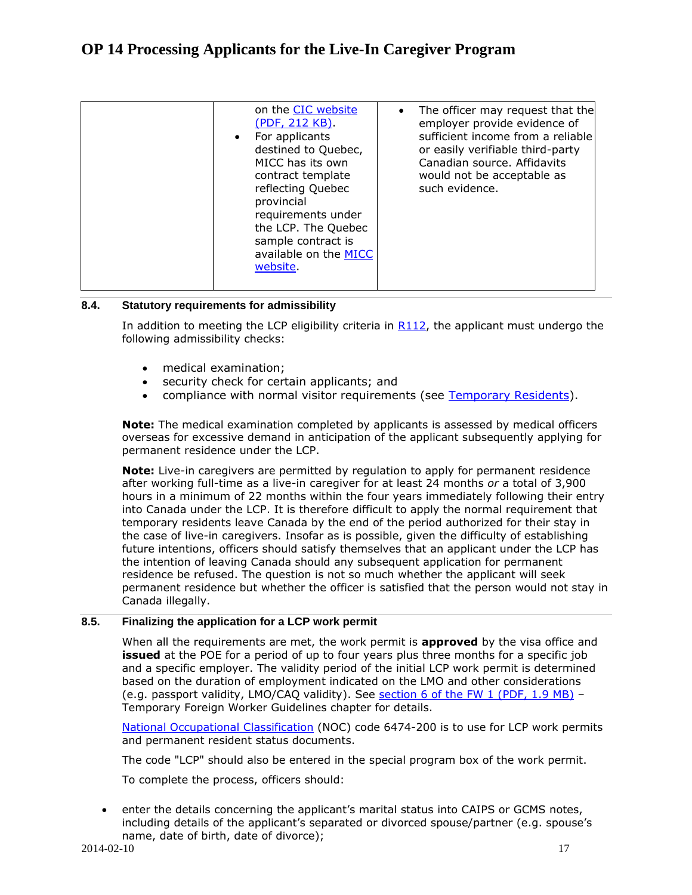| | | |
|---|---|---|
| | on the CIC website (PDF, 212 KB).<br>• For applicants destined to Quebec, MICC has its own contract template reflecting Quebec provincial requirements under the LCP. The Quebec sample contract is available on the MICC website. | • The officer may request that the employer provide evidence of sufficient income from a reliable or easily verifiable third-party Canadian source. Affidavits would not be acceptable as such evidence. |

### 8.4. Statutory requirements for admissibility

In addition to meeting the LCP eligibility criteria in R112, the applicant must undergo the following admissibility checks:

- medical examination;
- security check for certain applicants; and
- compliance with normal visitor requirements (see Temporary Residents).

**Note:** The medical examination completed by applicants is assessed by medical officers overseas for excessive demand in anticipation of the applicant subsequently applying for permanent residence under the LCP.

**Note:** Live-in caregivers are permitted by regulation to apply for permanent residence after working full-time as a live-in caregiver for at least 24 months *or* a total of 3,900 hours in a minimum of 22 months within the four years immediately following their entry into Canada under the LCP. It is therefore difficult to apply the normal requirement that temporary residents leave Canada by the end of the period authorized for their stay in the case of live-in caregivers. Insofar as is possible, given the difficulty of establishing future intentions, officers should satisfy themselves that an applicant under the LCP has the intention of leaving Canada should any subsequent application for permanent residence be refused. The question is not so much whether the applicant will seek permanent residence but whether the officer is satisfied that the person would not stay in Canada illegally.

### 8.5. Finalizing the application for a LCP work permit

When all the requirements are met, the work permit is **approved** by the visa office and **issued** at the POE for a period of up to four years plus three months for a specific job and a specific employer. The validity period of the initial LCP work permit is determined based on the duration of employment indicated on the LMO and other considerations (e.g. passport validity, LMO/CAQ validity). See section 6 of the FW 1 (PDF, 1.9 MB) – Temporary Foreign Worker Guidelines chapter for details.

National Occupational Classification (NOC) code 6474-200 is to use for LCP work permits and permanent resident status documents.

The code "LCP" should also be entered in the special program box of the work permit.

To complete the process, officers should:

- enter the details concerning the applicant's marital status into CAIPS or GCMS notes, including details of the applicant's separated or divorced spouse/partner (e.g. spouse's name, date of birth, date of divorce);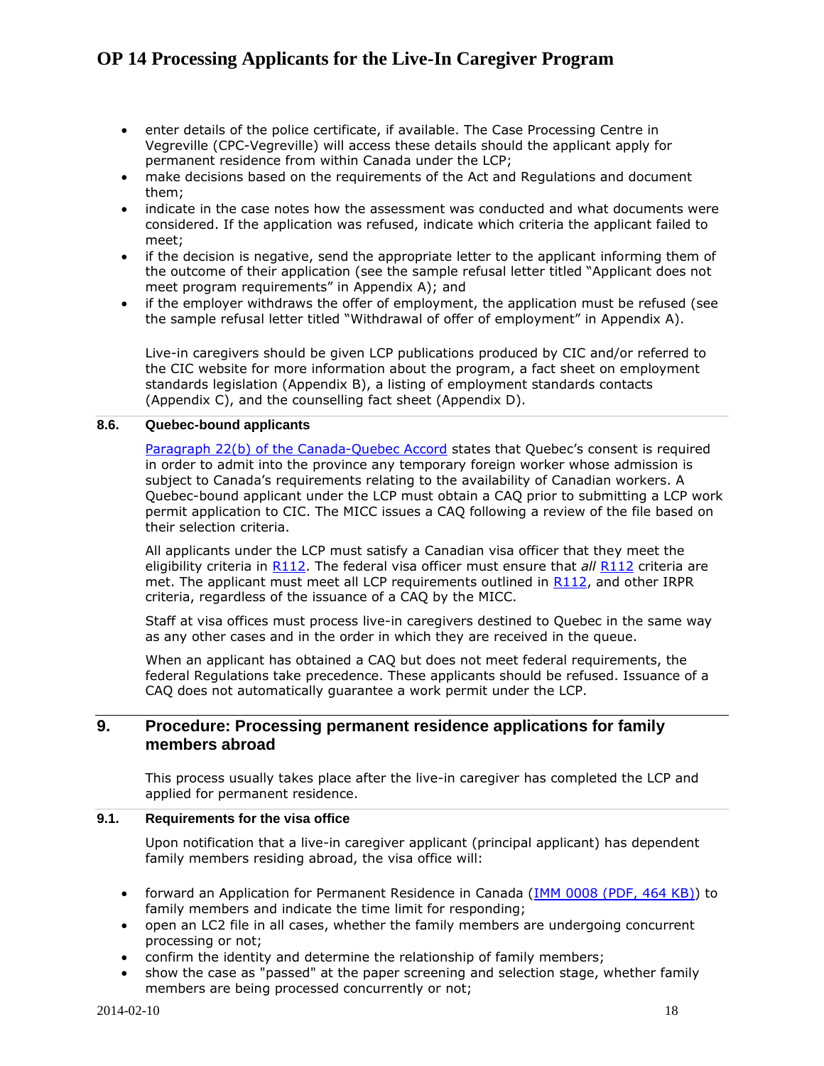- enter details of the police certificate, if available. The Case Processing Centre in Vegreville (CPC-Vegreville) will access these details should the applicant apply for permanent residence from within Canada under the LCP;
- make decisions based on the requirements of the Act and Regulations and document them;
- indicate in the case notes how the assessment was conducted and what documents were considered. If the application was refused, indicate which criteria the applicant failed to meet;
- if the decision is negative, send the appropriate letter to the applicant informing them of the outcome of their application (see the sample refusal letter titled "Applicant does not meet program requirements" in Appendix A); and
- if the employer withdraws the offer of employment, the application must be refused (see the sample refusal letter titled "Withdrawal of offer of employment" in Appendix A).

Live-in caregivers should be given LCP publications produced by CIC and/or referred to the CIC website for more information about the program, a fact sheet on employment standards legislation (Appendix B), a listing of employment standards contacts (Appendix C), and the counselling fact sheet (Appendix D).

### 8.6. Quebec-bound applicants

Paragraph 22(b) of the Canada-Quebec Accord states that Quebec's consent is required in order to admit into the province any temporary foreign worker whose admission is subject to Canada's requirements relating to the availability of Canadian workers. A Quebec-bound applicant under the LCP must obtain a CAQ prior to submitting a LCP work permit application to CIC. The MICC issues a CAQ following a review of the file based on their selection criteria.

All applicants under the LCP must satisfy a Canadian visa officer that they meet the eligibility criteria in R112. The federal visa officer must ensure that *all* R112 criteria are met. The applicant must meet all LCP requirements outlined in R112, and other IRPR criteria, regardless of the issuance of a CAQ by the MICC.

Staff at visa offices must process live-in caregivers destined to Quebec in the same way as any other cases and in the order in which they are received in the queue.

When an applicant has obtained a CAQ but does not meet federal requirements, the federal Regulations take precedence. These applicants should be refused. Issuance of a CAQ does not automatically guarantee a work permit under the LCP.

## 9. Procedure: Processing permanent residence applications for family members abroad

This process usually takes place after the live-in caregiver has completed the LCP and applied for permanent residence.

### 9.1. Requirements for the visa office

Upon notification that a live-in caregiver applicant (principal applicant) has dependent family members residing abroad, the visa office will:

- forward an Application for Permanent Residence in Canada (IMM 0008 (PDF, 464 KB)) to family members and indicate the time limit for responding;
- open an LC2 file in all cases, whether the family members are undergoing concurrent processing or not;
- confirm the identity and determine the relationship of family members;
- show the case as "passed" at the paper screening and selection stage, whether family members are being processed concurrently or not;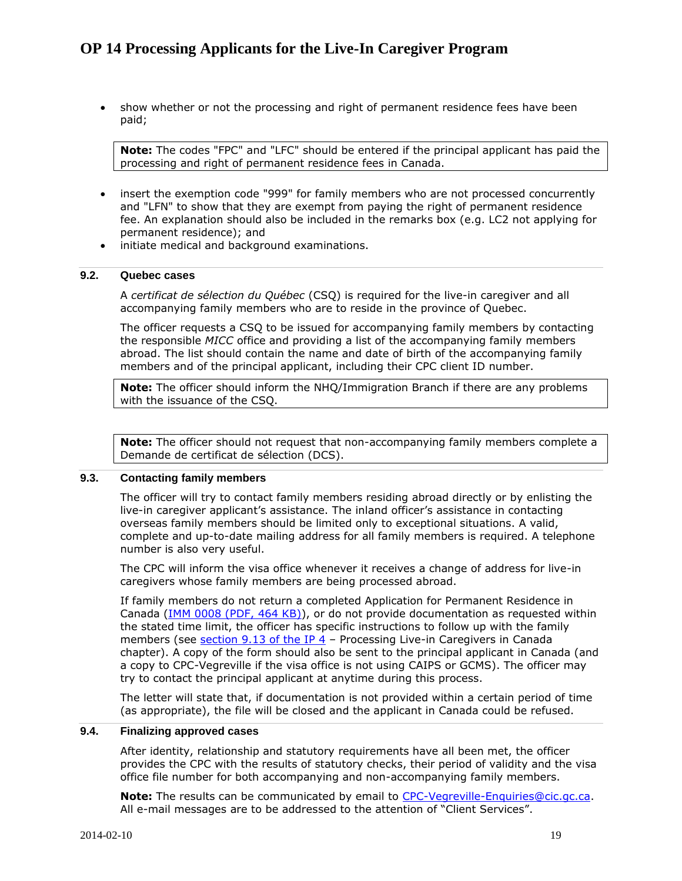- show whether or not the processing and right of permanent residence fees have been paid;

> **Note:** The codes "FPC" and "LFC" should be entered if the principal applicant has paid the processing and right of permanent residence fees in Canada.

- insert the exemption code "999" for family members who are not processed concurrently and "LFN" to show that they are exempt from paying the right of permanent residence fee. An explanation should also be included in the remarks box (e.g. LC2 not applying for permanent residence); and
- initiate medical and background examinations.

### 9.2. Quebec cases

A *certificat de sélection du Québec* (CSQ) is required for the live-in caregiver and all accompanying family members who are to reside in the province of Quebec.

The officer requests a CSQ to be issued for accompanying family members by contacting the responsible *MICC* office and providing a list of the accompanying family members abroad. The list should contain the name and date of birth of the accompanying family members and of the principal applicant, including their CPC client ID number.

> **Note:** The officer should inform the NHQ/Immigration Branch if there are any problems with the issuance of the CSQ.

> **Note:** The officer should not request that non-accompanying family members complete a Demande de certificat de sélection (DCS).

### 9.3. Contacting family members

The officer will try to contact family members residing abroad directly or by enlisting the live-in caregiver applicant's assistance. The inland officer's assistance in contacting overseas family members should be limited only to exceptional situations. A valid, complete and up-to-date mailing address for all family members is required. A telephone number is also very useful.

The CPC will inform the visa office whenever it receives a change of address for live-in caregivers whose family members are being processed abroad.

If family members do not return a completed Application for Permanent Residence in Canada (IMM 0008 (PDF, 464 KB)), or do not provide documentation as requested within the stated time limit, the officer has specific instructions to follow up with the family members (see section 9.13 of the IP 4 – Processing Live-in Caregivers in Canada chapter). A copy of the form should also be sent to the principal applicant in Canada (and a copy to CPC-Vegreville if the visa office is not using CAIPS or GCMS). The officer may try to contact the principal applicant at anytime during this process.

The letter will state that, if documentation is not provided within a certain period of time (as appropriate), the file will be closed and the applicant in Canada could be refused.

### 9.4. Finalizing approved cases

After identity, relationship and statutory requirements have all been met, the officer provides the CPC with the results of statutory checks, their period of validity and the visa office file number for both accompanying and non-accompanying family members.

**Note:** The results can be communicated by email to CPC-Vegreville-Enquiries@cic.gc.ca. All e-mail messages are to be addressed to the attention of "Client Services".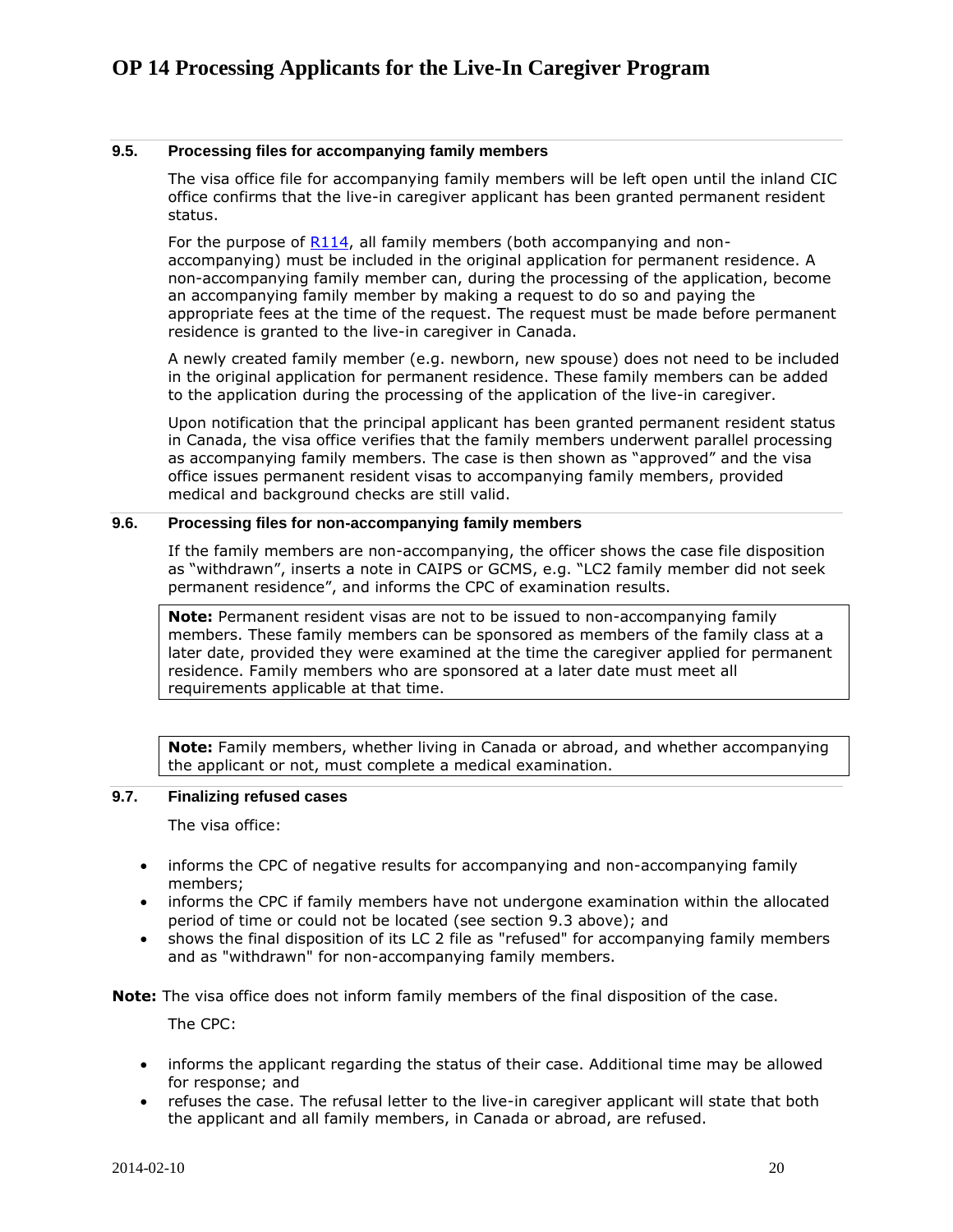### 9.5. Processing files for accompanying family members

The visa office file for accompanying family members will be left open until the inland CIC office confirms that the live-in caregiver applicant has been granted permanent resident status.

For the purpose of R114, all family members (both accompanying and non-accompanying) must be included in the original application for permanent residence. A non-accompanying family member can, during the processing of the application, become an accompanying family member by making a request to do so and paying the appropriate fees at the time of the request. The request must be made before permanent residence is granted to the live-in caregiver in Canada.

A newly created family member (e.g. newborn, new spouse) does not need to be included in the original application for permanent residence. These family members can be added to the application during the processing of the application of the live-in caregiver.

Upon notification that the principal applicant has been granted permanent resident status in Canada, the visa office verifies that the family members underwent parallel processing as accompanying family members. The case is then shown as "approved" and the visa office issues permanent resident visas to accompanying family members, provided medical and background checks are still valid.

### 9.6. Processing files for non-accompanying family members

If the family members are non-accompanying, the officer shows the case file disposition as "withdrawn", inserts a note in CAIPS or GCMS, e.g. "LC2 family member did not seek permanent residence", and informs the CPC of examination results.

> **Note:** Permanent resident visas are not to be issued to non-accompanying family members. These family members can be sponsored as members of the family class at a later date, provided they were examined at the time the caregiver applied for permanent residence. Family members who are sponsored at a later date must meet all requirements applicable at that time.

> **Note:** Family members, whether living in Canada or abroad, and whether accompanying the applicant or not, must complete a medical examination.

### 9.7. Finalizing refused cases

The visa office:

- informs the CPC of negative results for accompanying and non-accompanying family members;
- informs the CPC if family members have not undergone examination within the allocated period of time or could not be located (see section 9.3 above); and
- shows the final disposition of its LC 2 file as "refused" for accompanying family members and as "withdrawn" for non-accompanying family members.

**Note:** The visa office does not inform family members of the final disposition of the case.

The CPC:

- informs the applicant regarding the status of their case. Additional time may be allowed for response; and
- refuses the case. The refusal letter to the live-in caregiver applicant will state that both the applicant and all family members, in Canada or abroad, are refused.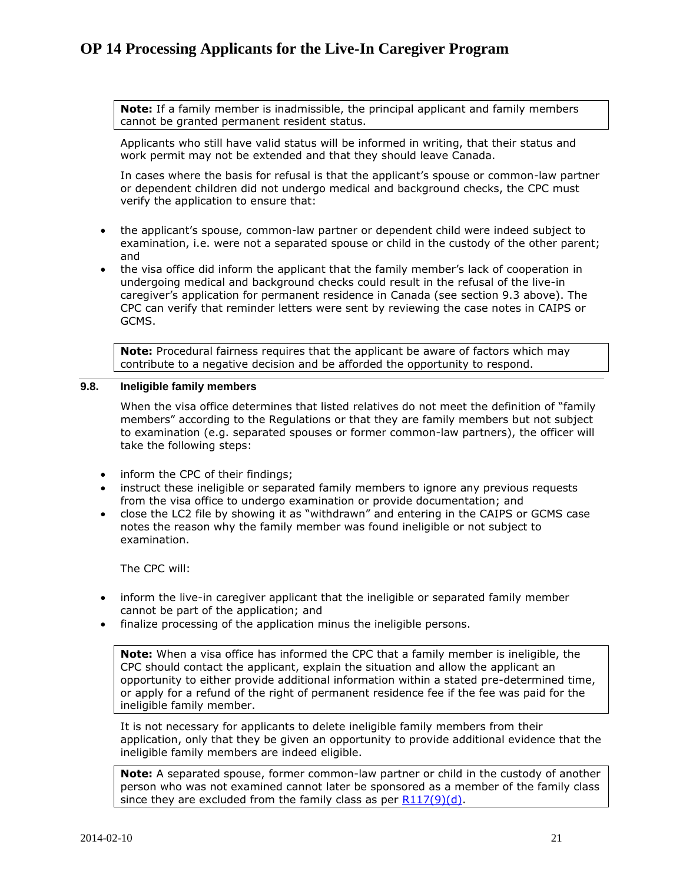**Note:** If a family member is inadmissible, the principal applicant and family members cannot be granted permanent resident status.

Applicants who still have valid status will be informed in writing, that their status and work permit may not be extended and that they should leave Canada.

In cases where the basis for refusal is that the applicant's spouse or common-law partner or dependent children did not undergo medical and background checks, the CPC must verify the application to ensure that:

- the applicant's spouse, common-law partner or dependent child were indeed subject to examination, i.e. were not a separated spouse or child in the custody of the other parent; and
- the visa office did inform the applicant that the family member's lack of cooperation in undergoing medical and background checks could result in the refusal of the live-in caregiver's application for permanent residence in Canada (see section 9.3 above). The CPC can verify that reminder letters were sent by reviewing the case notes in CAIPS or GCMS.

**Note:** Procedural fairness requires that the applicant be aware of factors which may contribute to a negative decision and be afforded the opportunity to respond.

## 9.8. Ineligible family members

When the visa office determines that listed relatives do not meet the definition of "family members" according to the Regulations or that they are family members but not subject to examination (e.g. separated spouses or former common-law partners), the officer will take the following steps:

- inform the CPC of their findings;
- instruct these ineligible or separated family members to ignore any previous requests from the visa office to undergo examination or provide documentation; and
- close the LC2 file by showing it as "withdrawn" and entering in the CAIPS or GCMS case notes the reason why the family member was found ineligible or not subject to examination.

The CPC will:

- inform the live-in caregiver applicant that the ineligible or separated family member cannot be part of the application; and
- finalize processing of the application minus the ineligible persons.

**Note:** When a visa office has informed the CPC that a family member is ineligible, the CPC should contact the applicant, explain the situation and allow the applicant an opportunity to either provide additional information within a stated pre-determined time, or apply for a refund of the right of permanent residence fee if the fee was paid for the ineligible family member.

It is not necessary for applicants to delete ineligible family members from their application, only that they be given an opportunity to provide additional evidence that the ineligible family members are indeed eligible.

**Note:** A separated spouse, former common-law partner or child in the custody of another person who was not examined cannot later be sponsored as a member of the family class since they are excluded from the family class as per R117(9)(d).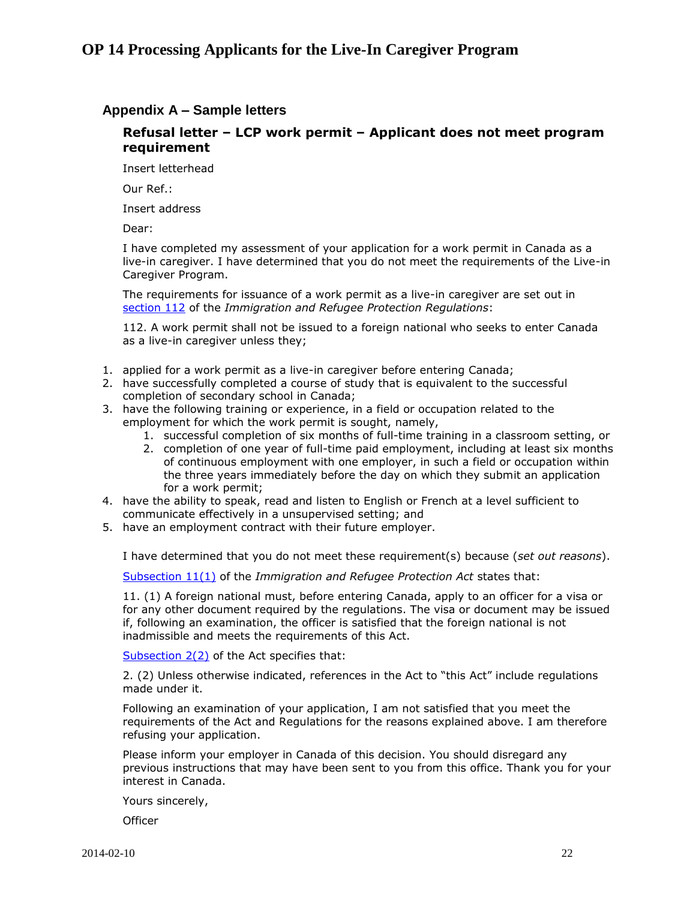## Appendix A – Sample letters

### Refusal letter – LCP work permit – Applicant does not meet program requirement

Insert letterhead

Our Ref.:

Insert address

Dear:

I have completed my assessment of your application for a work permit in Canada as a live-in caregiver. I have determined that you do not meet the requirements of the Live-in Caregiver Program.

The requirements for issuance of a work permit as a live-in caregiver are set out in section 112 of the *Immigration and Refugee Protection Regulations*:

112. A work permit shall not be issued to a foreign national who seeks to enter Canada as a live-in caregiver unless they;

1. applied for a work permit as a live-in caregiver before entering Canada;
2. have successfully completed a course of study that is equivalent to the successful completion of secondary school in Canada;
3. have the following training or experience, in a field or occupation related to the employment for which the work permit is sought, namely,
   1. successful completion of six months of full-time training in a classroom setting, or
   2. completion of one year of full-time paid employment, including at least six months of continuous employment with one employer, in such a field or occupation within the three years immediately before the day on which they submit an application for a work permit;
4. have the ability to speak, read and listen to English or French at a level sufficient to communicate effectively in a unsupervised setting; and
5. have an employment contract with their future employer.

I have determined that you do not meet these requirement(s) because (*set out reasons*).

Subsection 11(1) of the *Immigration and Refugee Protection Act* states that:

11. (1) A foreign national must, before entering Canada, apply to an officer for a visa or for any other document required by the regulations. The visa or document may be issued if, following an examination, the officer is satisfied that the foreign national is not inadmissible and meets the requirements of this Act.

Subsection 2(2) of the Act specifies that:

2. (2) Unless otherwise indicated, references in the Act to "this Act" include regulations made under it.

Following an examination of your application, I am not satisfied that you meet the requirements of the Act and Regulations for the reasons explained above. I am therefore refusing your application.

Please inform your employer in Canada of this decision. You should disregard any previous instructions that may have been sent to you from this office. Thank you for your interest in Canada.

Yours sincerely,

Officer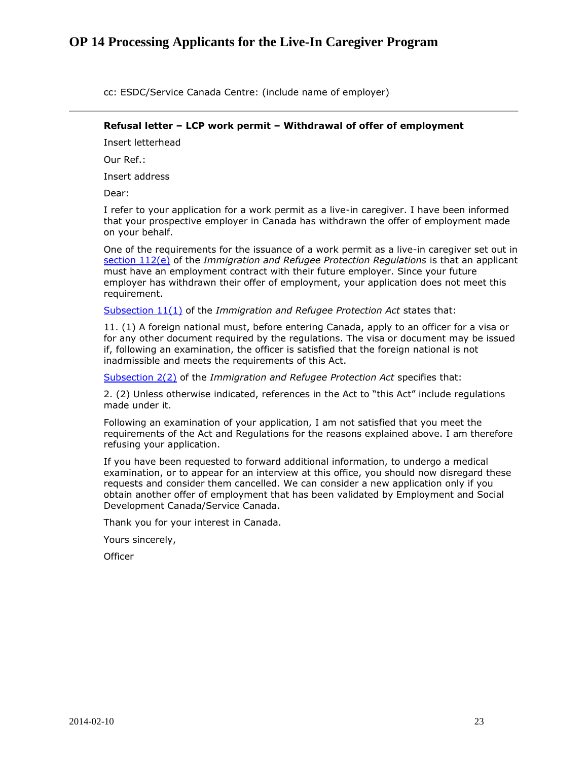cc: ESDC/Service Canada Centre: (include name of employer)

---

**Refusal letter – LCP work permit – Withdrawal of offer of employment**

Insert letterhead

Our Ref.:

Insert address

Dear:

I refer to your application for a work permit as a live-in caregiver. I have been informed that your prospective employer in Canada has withdrawn the offer of employment made on your behalf.

One of the requirements for the issuance of a work permit as a live-in caregiver set out in section 112(e) of the *Immigration and Refugee Protection Regulations* is that an applicant must have an employment contract with their future employer. Since your future employer has withdrawn their offer of employment, your application does not meet this requirement.

Subsection 11(1) of the *Immigration and Refugee Protection Act* states that:

11. (1) A foreign national must, before entering Canada, apply to an officer for a visa or for any other document required by the regulations. The visa or document may be issued if, following an examination, the officer is satisfied that the foreign national is not inadmissible and meets the requirements of this Act.

Subsection 2(2) of the *Immigration and Refugee Protection Act* specifies that:

2. (2) Unless otherwise indicated, references in the Act to "this Act" include regulations made under it.

Following an examination of your application, I am not satisfied that you meet the requirements of the Act and Regulations for the reasons explained above. I am therefore refusing your application.

If you have been requested to forward additional information, to undergo a medical examination, or to appear for an interview at this office, you should now disregard these requests and consider them cancelled. We can consider a new application only if you obtain another offer of employment that has been validated by Employment and Social Development Canada/Service Canada.

Thank you for your interest in Canada.

Yours sincerely,

Officer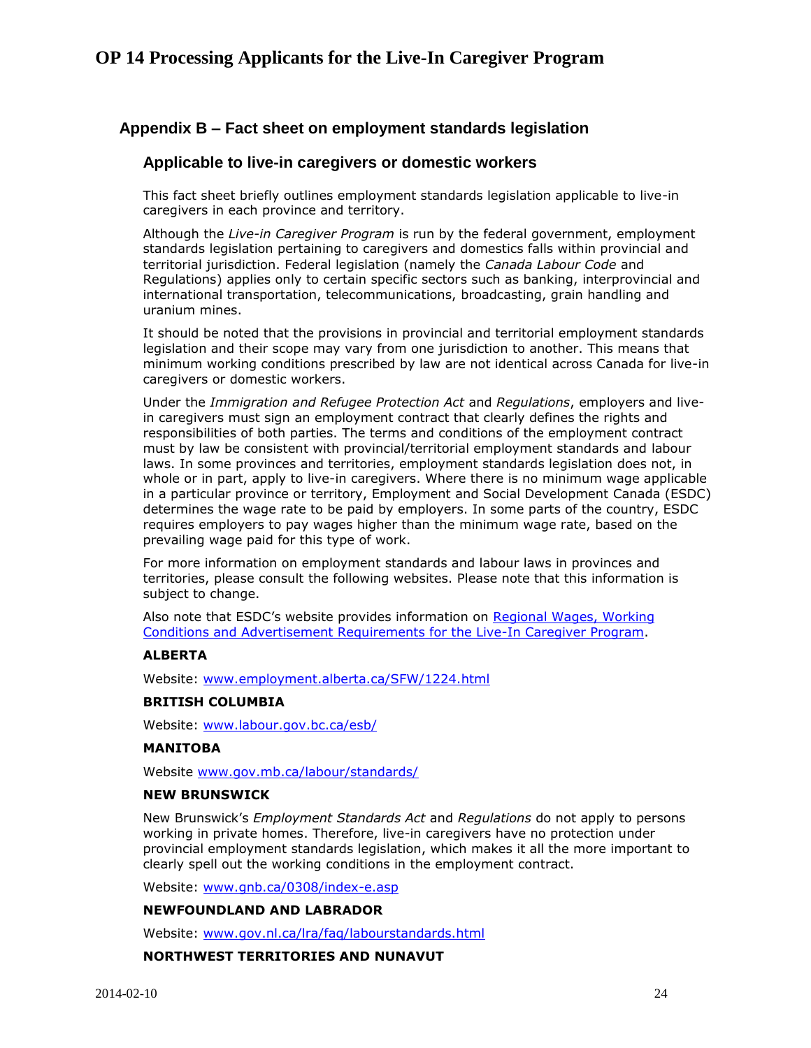## Appendix B – Fact sheet on employment standards legislation

### Applicable to live-in caregivers or domestic workers

This fact sheet briefly outlines employment standards legislation applicable to live-in caregivers in each province and territory.

Although the *Live-in Caregiver Program* is run by the federal government, employment standards legislation pertaining to caregivers and domestics falls within provincial and territorial jurisdiction. Federal legislation (namely the *Canada Labour Code* and Regulations) applies only to certain specific sectors such as banking, interprovincial and international transportation, telecommunications, broadcasting, grain handling and uranium mines.

It should be noted that the provisions in provincial and territorial employment standards legislation and their scope may vary from one jurisdiction to another. This means that minimum working conditions prescribed by law are not identical across Canada for live-in caregivers or domestic workers.

Under the *Immigration and Refugee Protection Act* and *Regulations*, employers and live-in caregivers must sign an employment contract that clearly defines the rights and responsibilities of both parties. The terms and conditions of the employment contract must by law be consistent with provincial/territorial employment standards and labour laws. In some provinces and territories, employment standards legislation does not, in whole or in part, apply to live-in caregivers. Where there is no minimum wage applicable in a particular province or territory, Employment and Social Development Canada (ESDC) determines the wage rate to be paid by employers. In some parts of the country, ESDC requires employers to pay wages higher than the minimum wage rate, based on the prevailing wage paid for this type of work.

For more information on employment standards and labour laws in provinces and territories, please consult the following websites. Please note that this information is subject to change.

Also note that ESDC's website provides information on [Regional Wages, Working Conditions and Advertisement Requirements for the Live-In Caregiver Program](#).

**ALBERTA**

Website: [www.employment.alberta.ca/SFW/1224.html](http://www.employment.alberta.ca/SFW/1224.html)

**BRITISH COLUMBIA**

Website: [www.labour.gov.bc.ca/esb/](http://www.labour.gov.bc.ca/esb/)

**MANITOBA**

Website [www.gov.mb.ca/labour/standards/](http://www.gov.mb.ca/labour/standards/)

**NEW BRUNSWICK**

New Brunswick's *Employment Standards Act* and *Regulations* do not apply to persons working in private homes. Therefore, live-in caregivers have no protection under provincial employment standards legislation, which makes it all the more important to clearly spell out the working conditions in the employment contract.

Website: [www.gnb.ca/0308/index-e.asp](http://www.gnb.ca/0308/index-e.asp)

**NEWFOUNDLAND AND LABRADOR**

Website: [www.gov.nl.ca/lra/faq/labourstandards.html](http://www.gov.nl.ca/lra/faq/labourstandards.html)

**NORTHWEST TERRITORIES AND NUNAVUT**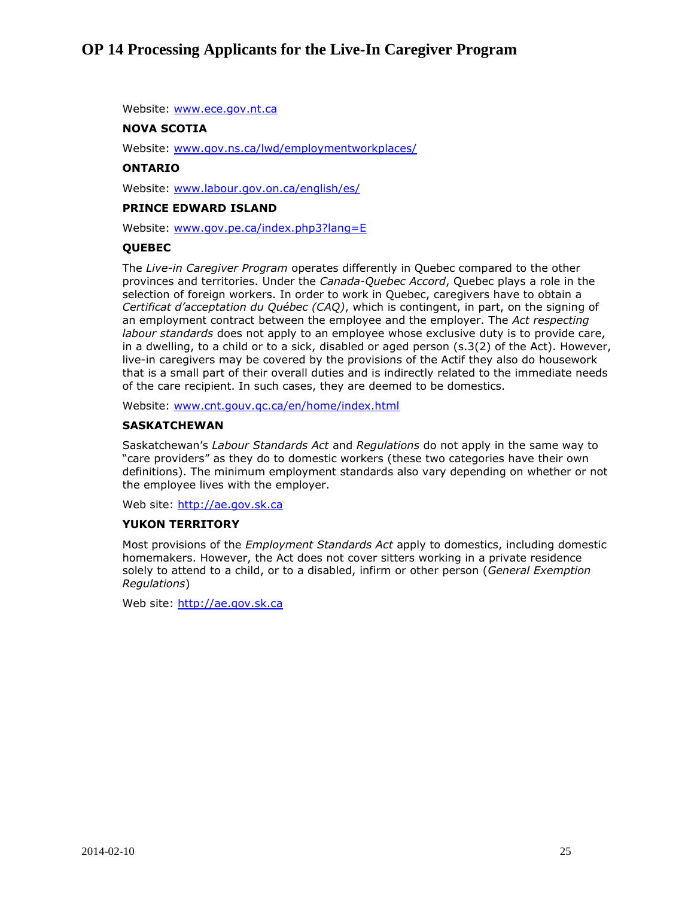Website: www.ece.gov.nt.ca

**NOVA SCOTIA**

Website: www.gov.ns.ca/lwd/employmentworkplaces/

**ONTARIO**

Website: www.labour.gov.on.ca/english/es/

**PRINCE EDWARD ISLAND**

Website: www.gov.pe.ca/index.php3?lang=E

**QUEBEC**

The *Live-in Caregiver Program* operates differently in Quebec compared to the other provinces and territories. Under the *Canada-Quebec Accord*, Quebec plays a role in the selection of foreign workers. In order to work in Quebec, caregivers have to obtain a *Certificat d'acceptation du Québec (CAQ)*, which is contingent, in part, on the signing of an employment contract between the employee and the employer. The *Act respecting labour standards* does not apply to an employee whose exclusive duty is to provide care, in a dwelling, to a child or to a sick, disabled or aged person (s.3(2) of the Act). However, live-in caregivers may be covered by the provisions of the Actif they also do housework that is a small part of their overall duties and is indirectly related to the immediate needs of the care recipient. In such cases, they are deemed to be domestics.

Website: www.cnt.gouv.qc.ca/en/home/index.html

**SASKATCHEWAN**

Saskatchewan's *Labour Standards Act* and *Regulations* do not apply in the same way to "care providers" as they do to domestic workers (these two categories have their own definitions). The minimum employment standards also vary depending on whether or not the employee lives with the employer.

Web site: http://ae.gov.sk.ca

**YUKON TERRITORY**

Most provisions of the *Employment Standards Act* apply to domestics, including domestic homemakers. However, the Act does not cover sitters working in a private residence solely to attend to a child, or to a disabled, infirm or other person (*General Exemption Regulations*)

Web site: http://ae.gov.sk.ca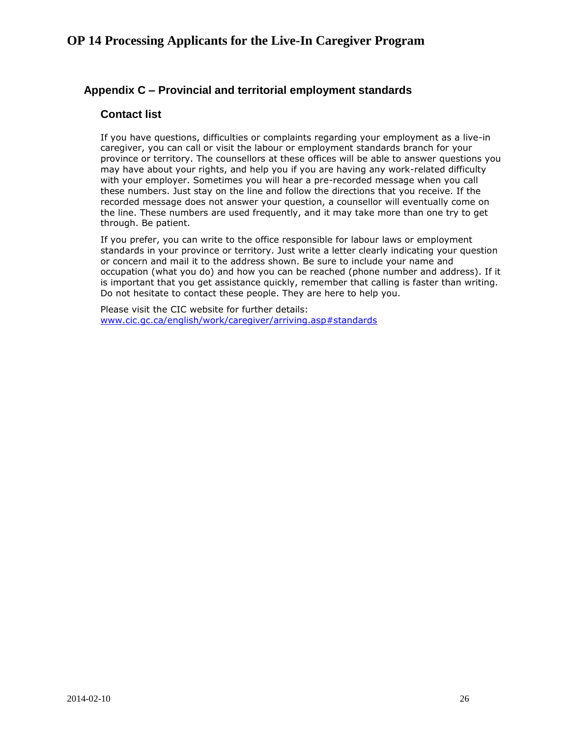## Appendix C – Provincial and territorial employment standards

### Contact list

If you have questions, difficulties or complaints regarding your employment as a live-in caregiver, you can call or visit the labour or employment standards branch for your province or territory. The counsellors at these offices will be able to answer questions you may have about your rights, and help you if you are having any work-related difficulty with your employer. Sometimes you will hear a pre-recorded message when you call these numbers. Just stay on the line and follow the directions that you receive. If the recorded message does not answer your question, a counsellor will eventually come on the line. These numbers are used frequently, and it may take more than one try to get through. Be patient.

If you prefer, you can write to the office responsible for labour laws or employment standards in your province or territory. Just write a letter clearly indicating your question or concern and mail it to the address shown. Be sure to include your name and occupation (what you do) and how you can be reached (phone number and address). If it is important that you get assistance quickly, remember that calling is faster than writing. Do not hesitate to contact these people. They are here to help you.

Please visit the CIC website for further details:
[www.cic.gc.ca/english/work/caregiver/arriving.asp#standards](http://www.cic.gc.ca/english/work/caregiver/arriving.asp#standards)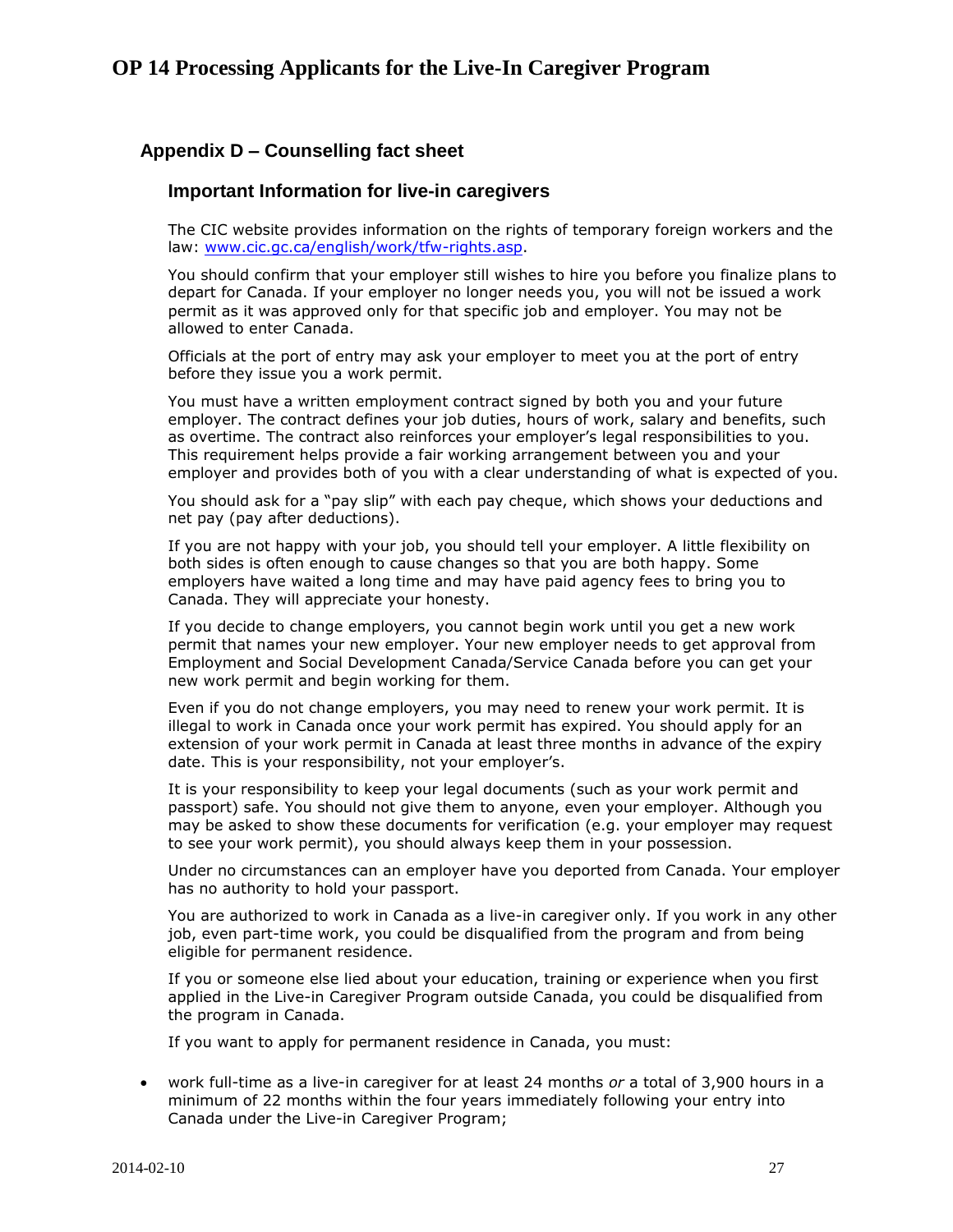## Appendix D – Counselling fact sheet

### Important Information for live-in caregivers

The CIC website provides information on the rights of temporary foreign workers and the law: www.cic.gc.ca/english/work/tfw-rights.asp.

You should confirm that your employer still wishes to hire you before you finalize plans to depart for Canada. If your employer no longer needs you, you will not be issued a work permit as it was approved only for that specific job and employer. You may not be allowed to enter Canada.

Officials at the port of entry may ask your employer to meet you at the port of entry before they issue you a work permit.

You must have a written employment contract signed by both you and your future employer. The contract defines your job duties, hours of work, salary and benefits, such as overtime. The contract also reinforces your employer's legal responsibilities to you. This requirement helps provide a fair working arrangement between you and your employer and provides both of you with a clear understanding of what is expected of you.

You should ask for a "pay slip" with each pay cheque, which shows your deductions and net pay (pay after deductions).

If you are not happy with your job, you should tell your employer. A little flexibility on both sides is often enough to cause changes so that you are both happy. Some employers have waited a long time and may have paid agency fees to bring you to Canada. They will appreciate your honesty.

If you decide to change employers, you cannot begin work until you get a new work permit that names your new employer. Your new employer needs to get approval from Employment and Social Development Canada/Service Canada before you can get your new work permit and begin working for them.

Even if you do not change employers, you may need to renew your work permit. It is illegal to work in Canada once your work permit has expired. You should apply for an extension of your work permit in Canada at least three months in advance of the expiry date. This is your responsibility, not your employer's.

It is your responsibility to keep your legal documents (such as your work permit and passport) safe. You should not give them to anyone, even your employer. Although you may be asked to show these documents for verification (e.g. your employer may request to see your work permit), you should always keep them in your possession.

Under no circumstances can an employer have you deported from Canada. Your employer has no authority to hold your passport.

You are authorized to work in Canada as a live-in caregiver only. If you work in any other job, even part-time work, you could be disqualified from the program and from being eligible for permanent residence.

If you or someone else lied about your education, training or experience when you first applied in the Live-in Caregiver Program outside Canada, you could be disqualified from the program in Canada.

If you want to apply for permanent residence in Canada, you must:

- work full-time as a live-in caregiver for at least 24 months *or* a total of 3,900 hours in a minimum of 22 months within the four years immediately following your entry into Canada under the Live-in Caregiver Program;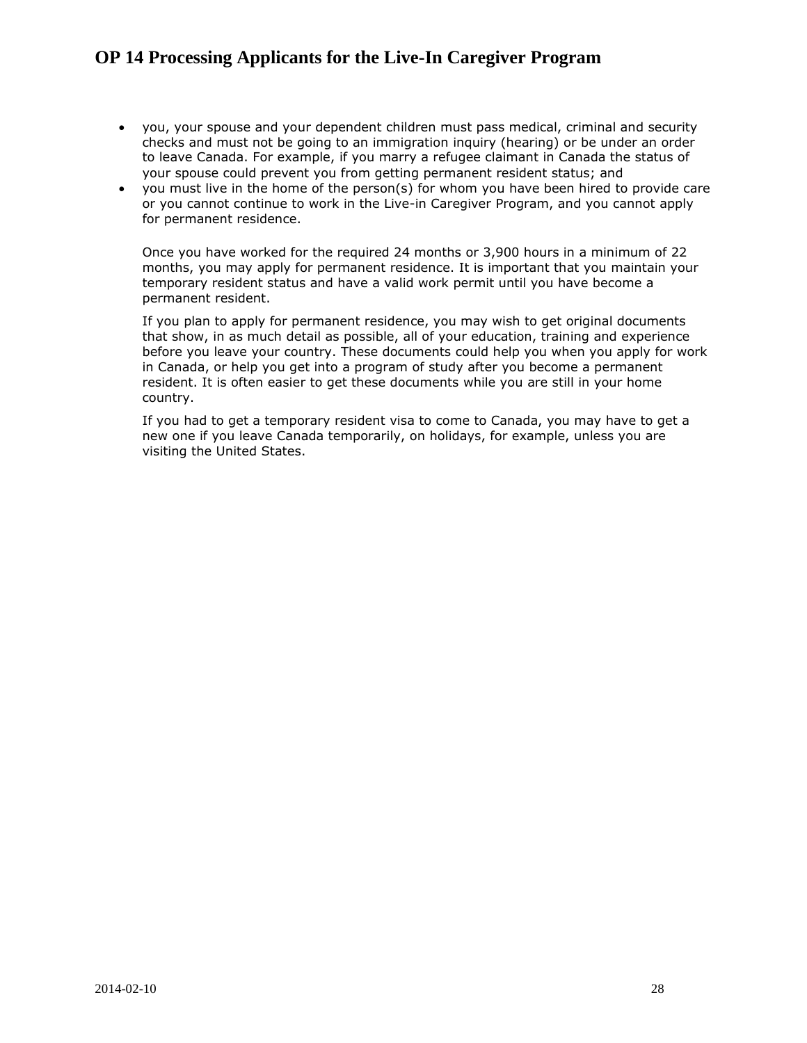- you, your spouse and your dependent children must pass medical, criminal and security checks and must not be going to an immigration inquiry (hearing) or be under an order to leave Canada. For example, if you marry a refugee claimant in Canada the status of your spouse could prevent you from getting permanent resident status; and
- you must live in the home of the person(s) for whom you have been hired to provide care or you cannot continue to work in the Live-in Caregiver Program, and you cannot apply for permanent residence.

Once you have worked for the required 24 months or 3,900 hours in a minimum of 22 months, you may apply for permanent residence. It is important that you maintain your temporary resident status and have a valid work permit until you have become a permanent resident.

If you plan to apply for permanent residence, you may wish to get original documents that show, in as much detail as possible, all of your education, training and experience before you leave your country. These documents could help you when you apply for work in Canada, or help you get into a program of study after you become a permanent resident. It is often easier to get these documents while you are still in your home country.

If you had to get a temporary resident visa to come to Canada, you may have to get a new one if you leave Canada temporarily, on holidays, for example, unless you are visiting the United States.